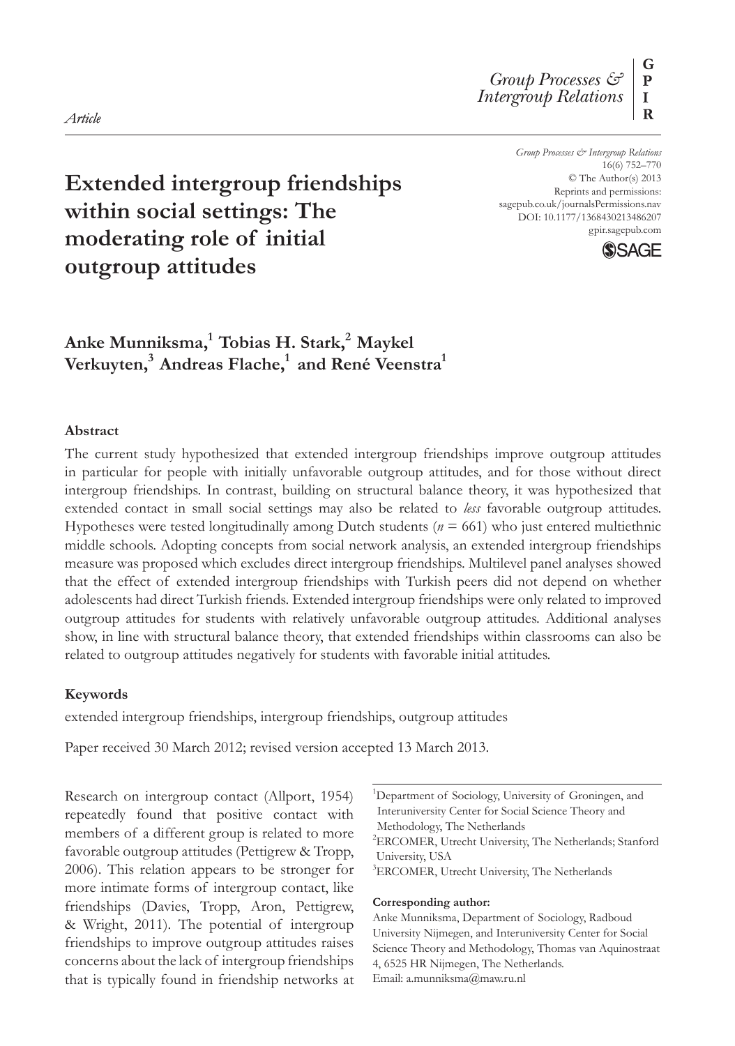*Article*

# Extended intergroup friendships within social settings: The moderating role of initial outgroup attitudes

**Anke Munniksma,[1] Tobias H. Stark,[2] Maykel Verkuyten,[3] Andreas Flache,[1] and René Veenstra[1]**

### Abstract

The current study hypothesized that extended intergroup friendships improve outgroup attitudes in particular for people with initially unfavorable outgroup attitudes, and for those without direct intergroup friendships. In contrast, building on structural balance theory, it was hypothesized that extended contact in small social settings may also be related to *less* favorable outgroup attitudes. Hypotheses were tested longitudinally among Dutch students ($n$ = 661) who just entered multiethnic middle schools. Adopting concepts from social network analysis, an extended intergroup friendships measure was proposed which excludes direct intergroup friendships. Multilevel panel analyses showed that the effect of extended intergroup friendships with Turkish peers did not depend on whether adolescents had direct Turkish friends. Extended intergroup friendships were only related to improved outgroup attitudes for students with relatively unfavorable outgroup attitudes. Additional analyses show, in line with structural balance theory, that extended friendships within classrooms can also be related to outgroup attitudes negatively for students with favorable initial attitudes.

### Keywords

extended intergroup friendships, intergroup friendships, outgroup attitudes

Paper received 30 March 2012; revised version accepted 13 March 2013.

Research on intergroup contact (Allport, 1954) repeatedly found that positive contact with members of a different group is related to more favorable outgroup attitudes (Pettigrew & Tropp, 2006). This relation appears to be stronger for more intimate forms of intergroup contact, like friendships (Davies, Tropp, Aron, Pettigrew, & Wright, 2011). The potential of intergroup friendships to improve outgroup attitudes raises concerns about the lack of intergroup friendships that is typically found in friendship networks at

[1]Department of Sociology, University of Groningen, and Interuniversity Center for Social Science Theory and Methodology, The Netherlands
[2]ERCOMER, Utrecht University, The Netherlands; Stanford University, USA
[3]ERCOMER, Utrecht University, The Netherlands

**Corresponding author:**
Anke Munniksma, Department of Sociology, Radboud University Nijmegen, and Interuniversity Center for Social Science Theory and Methodology, Thomas van Aquinostraat 4, 6525 HR Nijmegen, The Netherlands.
Email: a.munniksma@maw.ru.nl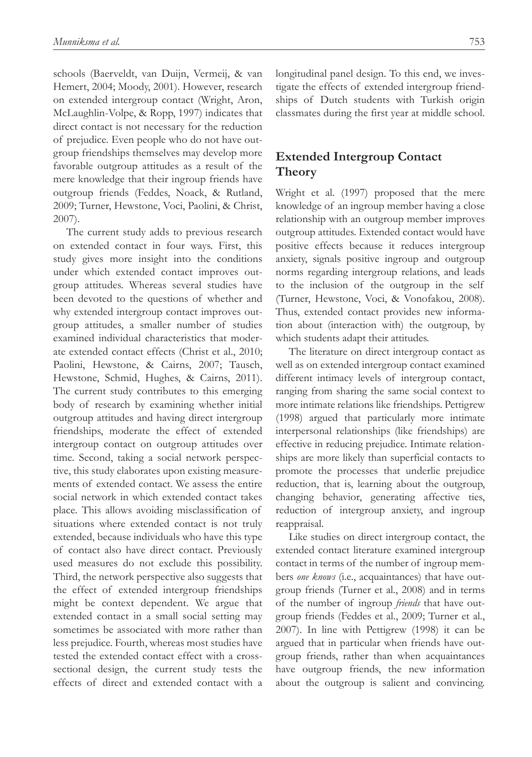schools (Baerveldt, van Duijn, Vermeij, & van Hemert, 2004; Moody, 2001). However, research on extended intergroup contact (Wright, Aron, McLaughlin-Volpe, & Ropp, 1997) indicates that direct contact is not necessary for the reduction of prejudice. Even people who do not have outgroup friendships themselves may develop more favorable outgroup attitudes as a result of the mere knowledge that their ingroup friends have outgroup friends (Feddes, Noack, & Rutland, 2009; Turner, Hewstone, Voci, Paolini, & Christ, 2007).

The current study adds to previous research on extended contact in four ways. First, this study gives more insight into the conditions under which extended contact improves outgroup attitudes. Whereas several studies have been devoted to the questions of whether and why extended intergroup contact improves outgroup attitudes, a smaller number of studies examined individual characteristics that moderate extended contact effects (Christ et al., 2010; Paolini, Hewstone, & Cairns, 2007; Tausch, Hewstone, Schmid, Hughes, & Cairns, 2011). The current study contributes to this emerging body of research by examining whether initial outgroup attitudes and having direct intergroup friendships, moderate the effect of extended intergroup contact on outgroup attitudes over time. Second, taking a social network perspective, this study elaborates upon existing measurements of extended contact. We assess the entire social network in which extended contact takes place. This allows avoiding misclassification of situations where extended contact is not truly extended, because individuals who have this type of contact also have direct contact. Previously used measures do not exclude this possibility. Third, the network perspective also suggests that the effect of extended intergroup friendships might be context dependent. We argue that extended contact in a small social setting may sometimes be associated with more rather than less prejudice. Fourth, whereas most studies have tested the extended contact effect with a cross-sectional design, the current study tests the effects of direct and extended contact with a longitudinal panel design. To this end, we investigate the effects of extended intergroup friendships of Dutch students with Turkish origin classmates during the first year at middle school.

## Extended Intergroup Contact Theory

Wright et al. (1997) proposed that the mere knowledge of an ingroup member having a close relationship with an outgroup member improves outgroup attitudes. Extended contact would have positive effects because it reduces intergroup anxiety, signals positive ingroup and outgroup norms regarding intergroup relations, and leads to the inclusion of the outgroup in the self (Turner, Hewstone, Voci, & Vonofakou, 2008). Thus, extended contact provides new information about (interaction with) the outgroup, by which students adapt their attitudes.

The literature on direct intergroup contact as well as on extended intergroup contact examined different intimacy levels of intergroup contact, ranging from sharing the same social context to more intimate relations like friendships. Pettigrew (1998) argued that particularly more intimate interpersonal relationships (like friendships) are effective in reducing prejudice. Intimate relationships are more likely than superficial contacts to promote the processes that underlie prejudice reduction, that is, learning about the outgroup, changing behavior, generating affective ties, reduction of intergroup anxiety, and ingroup reappraisal.

Like studies on direct intergroup contact, the extended contact literature examined intergroup contact in terms of the number of ingroup members *one knows* (i.e., acquaintances) that have outgroup friends (Turner et al., 2008) and in terms of the number of ingroup *friends* that have outgroup friends (Feddes et al., 2009; Turner et al., 2007). In line with Pettigrew (1998) it can be argued that in particular when friends have outgroup friends, rather than when acquaintances have outgroup friends, the new information about the outgroup is salient and convincing.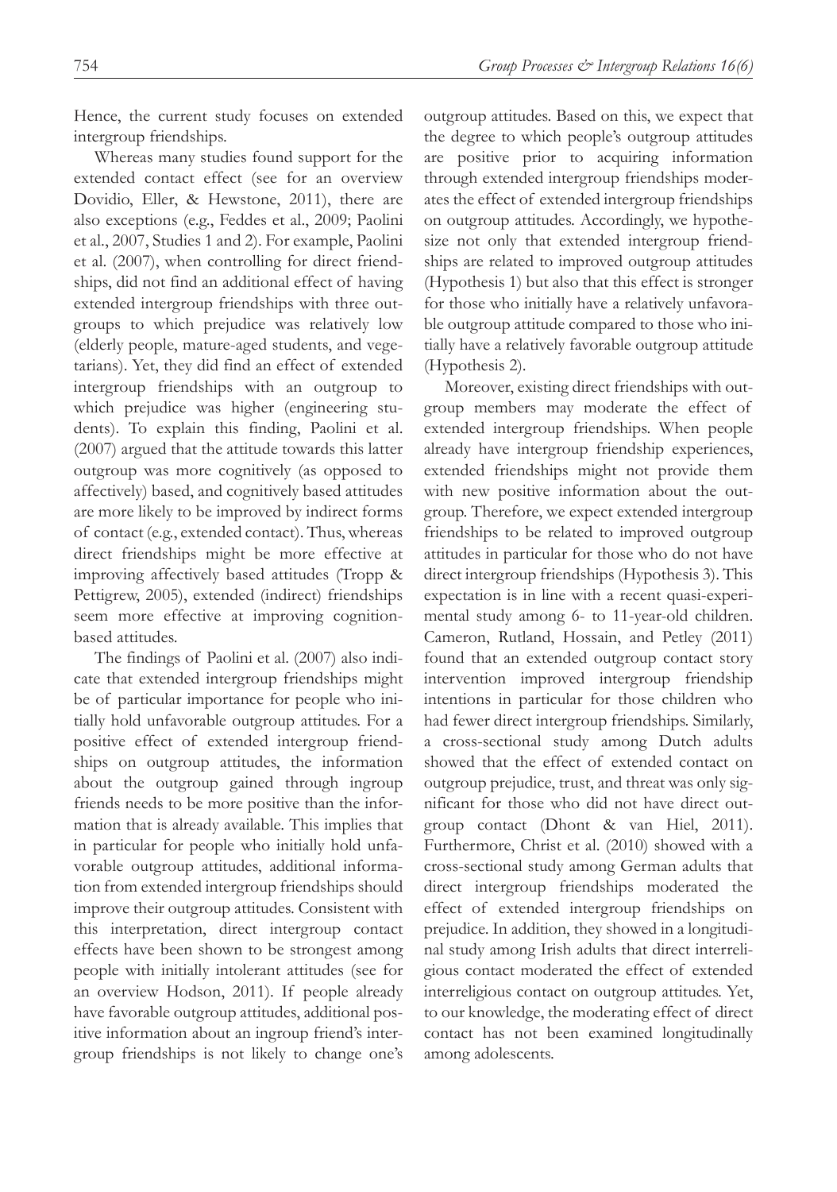Hence, the current study focuses on extended intergroup friendships.

Whereas many studies found support for the extended contact effect (see for an overview Dovidio, Eller, & Hewstone, 2011), there are also exceptions (e.g., Feddes et al., 2009; Paolini et al., 2007, Studies 1 and 2). For example, Paolini et al. (2007), when controlling for direct friendships, did not find an additional effect of having extended intergroup friendships with three outgroups to which prejudice was relatively low (elderly people, mature-aged students, and vegetarians). Yet, they did find an effect of extended intergroup friendships with an outgroup to which prejudice was higher (engineering students). To explain this finding, Paolini et al. (2007) argued that the attitude towards this latter outgroup was more cognitively (as opposed to affectively) based, and cognitively based attitudes are more likely to be improved by indirect forms of contact (e.g., extended contact). Thus, whereas direct friendships might be more effective at improving affectively based attitudes (Tropp & Pettigrew, 2005), extended (indirect) friendships seem more effective at improving cognition-based attitudes.

The findings of Paolini et al. (2007) also indicate that extended intergroup friendships might be of particular importance for people who initially hold unfavorable outgroup attitudes. For a positive effect of extended intergroup friendships on outgroup attitudes, the information about the outgroup gained through ingroup friends needs to be more positive than the information that is already available. This implies that in particular for people who initially hold unfavorable outgroup attitudes, additional information from extended intergroup friendships should improve their outgroup attitudes. Consistent with this interpretation, direct intergroup contact effects have been shown to be strongest among people with initially intolerant attitudes (see for an overview Hodson, 2011). If people already have favorable outgroup attitudes, additional positive information about an ingroup friend's intergroup friendships is not likely to change one's outgroup attitudes. Based on this, we expect that the degree to which people's outgroup attitudes are positive prior to acquiring information through extended intergroup friendships moderates the effect of extended intergroup friendships on outgroup attitudes. Accordingly, we hypothesize not only that extended intergroup friendships are related to improved outgroup attitudes (Hypothesis 1) but also that this effect is stronger for those who initially have a relatively unfavorable outgroup attitude compared to those who initially have a relatively favorable outgroup attitude (Hypothesis 2).

Moreover, existing direct friendships with outgroup members may moderate the effect of extended intergroup friendships. When people already have intergroup friendship experiences, extended friendships might not provide them with new positive information about the outgroup. Therefore, we expect extended intergroup friendships to be related to improved outgroup attitudes in particular for those who do not have direct intergroup friendships (Hypothesis 3). This expectation is in line with a recent quasi-experimental study among 6- to 11-year-old children. Cameron, Rutland, Hossain, and Petley (2011) found that an extended outgroup contact story intervention improved intergroup friendship intentions in particular for those children who had fewer direct intergroup friendships. Similarly, a cross-sectional study among Dutch adults showed that the effect of extended contact on outgroup prejudice, trust, and threat was only significant for those who did not have direct outgroup contact (Dhont & van Hiel, 2011). Furthermore, Christ et al. (2010) showed with a cross-sectional study among German adults that direct intergroup friendships moderated the effect of extended intergroup friendships on prejudice. In addition, they showed in a longitudinal study among Irish adults that direct interreligious contact moderated the effect of extended interreligious contact on outgroup attitudes. Yet, to our knowledge, the moderating effect of direct contact has not been examined longitudinally among adolescents.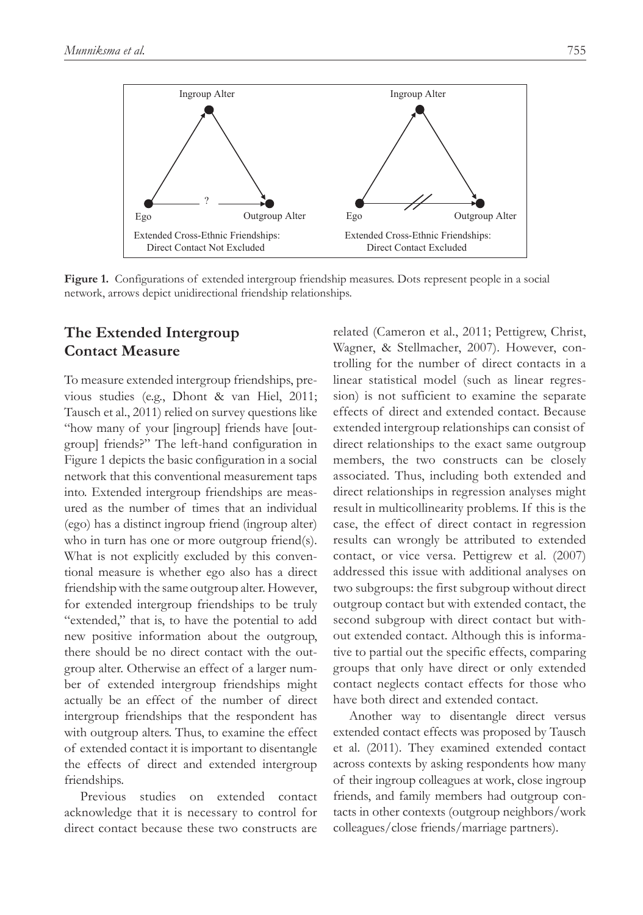Figure 1. Configurations of extended intergroup friendship measures. Dots represent people in a social network, arrows depict unidirectional friendship relationships.

## The Extended Intergroup Contact Measure

To measure extended intergroup friendships, previous studies (e.g., Dhont & van Hiel, 2011; Tausch et al., 2011) relied on survey questions like "how many of your [ingroup] friends have [outgroup] friends?" The left-hand configuration in Figure 1 depicts the basic configuration in a social network that this conventional measurement taps into. Extended intergroup friendships are measured as the number of times that an individual (ego) has a distinct ingroup friend (ingroup alter) who in turn has one or more outgroup friend(s). What is not explicitly excluded by this conventional measure is whether ego also has a direct friendship with the same outgroup alter. However, for extended intergroup friendships to be truly "extended," that is, to have the potential to add new positive information about the outgroup, there should be no direct contact with the outgroup alter. Otherwise an effect of a larger number of extended intergroup friendships might actually be an effect of the number of direct intergroup friendships that the respondent has with outgroup alters. Thus, to examine the effect of extended contact it is important to disentangle the effects of direct and extended intergroup friendships.

Previous studies on extended contact acknowledge that it is necessary to control for direct contact because these two constructs are related (Cameron et al., 2011; Pettigrew, Christ, Wagner, & Stellmacher, 2007). However, controlling for the number of direct contacts in a linear statistical model (such as linear regression) is not sufficient to examine the separate effects of direct and extended contact. Because extended intergroup relationships can consist of direct relationships to the exact same outgroup members, the two constructs can be closely associated. Thus, including both extended and direct relationships in regression analyses might result in multicollinearity problems. If this is the case, the effect of direct contact in regression results can wrongly be attributed to extended contact, or vice versa. Pettigrew et al. (2007) addressed this issue with additional analyses on two subgroups: the first subgroup without direct outgroup contact but with extended contact, the second subgroup with direct contact but without extended contact. Although this is informative to partial out the specific effects, comparing groups that only have direct or only extended contact neglects contact effects for those who have both direct and extended contact.

Another way to disentangle direct versus extended contact effects was proposed by Tausch et al. (2011). They examined extended contact across contexts by asking respondents how many of their ingroup colleagues at work, close ingroup friends, and family members had outgroup contacts in other contexts (outgroup neighbors/work colleagues/close friends/marriage partners).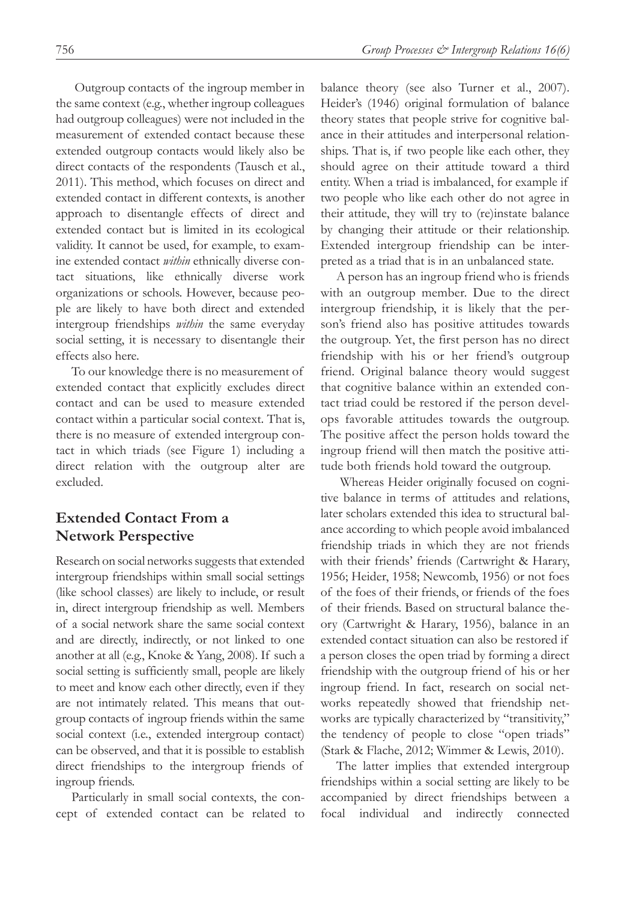Outgroup contacts of the ingroup member in the same context (e.g., whether ingroup colleagues had outgroup colleagues) were not included in the measurement of extended contact because these extended outgroup contacts would likely also be direct contacts of the respondents (Tausch et al., 2011). This method, which focuses on direct and extended contact in different contexts, is another approach to disentangle effects of direct and extended contact but is limited in its ecological validity. It cannot be used, for example, to examine extended contact *within* ethnically diverse contact situations, like ethnically diverse work organizations or schools. However, because people are likely to have both direct and extended intergroup friendships *within* the same everyday social setting, it is necessary to disentangle their effects also here.

To our knowledge there is no measurement of extended contact that explicitly excludes direct contact and can be used to measure extended contact within a particular social context. That is, there is no measure of extended intergroup contact in which triads (see Figure 1) including a direct relation with the outgroup alter are excluded.

## Extended Contact From a Network Perspective

Research on social networks suggests that extended intergroup friendships within small social settings (like school classes) are likely to include, or result in, direct intergroup friendship as well. Members of a social network share the same social context and are directly, indirectly, or not linked to one another at all (e.g., Knoke & Yang, 2008). If such a social setting is sufficiently small, people are likely to meet and know each other directly, even if they are not intimately related. This means that outgroup contacts of ingroup friends within the same social context (i.e., extended intergroup contact) can be observed, and that it is possible to establish direct friendships to the intergroup friends of ingroup friends.

Particularly in small social contexts, the concept of extended contact can be related to balance theory (see also Turner et al., 2007). Heider's (1946) original formulation of balance theory states that people strive for cognitive balance in their attitudes and interpersonal relationships. That is, if two people like each other, they should agree on their attitude toward a third entity. When a triad is imbalanced, for example if two people who like each other do not agree in their attitude, they will try to (re)instate balance by changing their attitude or their relationship. Extended intergroup friendship can be interpreted as a triad that is in an unbalanced state.

A person has an ingroup friend who is friends with an outgroup member. Due to the direct intergroup friendship, it is likely that the person's friend also has positive attitudes towards the outgroup. Yet, the first person has no direct friendship with his or her friend's outgroup friend. Original balance theory would suggest that cognitive balance within an extended contact triad could be restored if the person develops favorable attitudes towards the outgroup. The positive affect the person holds toward the ingroup friend will then match the positive attitude both friends hold toward the outgroup.

Whereas Heider originally focused on cognitive balance in terms of attitudes and relations, later scholars extended this idea to structural balance according to which people avoid imbalanced friendship triads in which they are not friends with their friends' friends (Cartwright & Harary, 1956; Heider, 1958; Newcomb, 1956) or not foes of the foes of their friends, or friends of the foes of their friends. Based on structural balance theory (Cartwright & Harary, 1956), balance in an extended contact situation can also be restored if a person closes the open triad by forming a direct friendship with the outgroup friend of his or her ingroup friend. In fact, research on social networks repeatedly showed that friendship networks are typically characterized by "transitivity," the tendency of people to close "open triads" (Stark & Flache, 2012; Wimmer & Lewis, 2010).

The latter implies that extended intergroup friendships within a social setting are likely to be accompanied by direct friendships between a focal individual and indirectly connected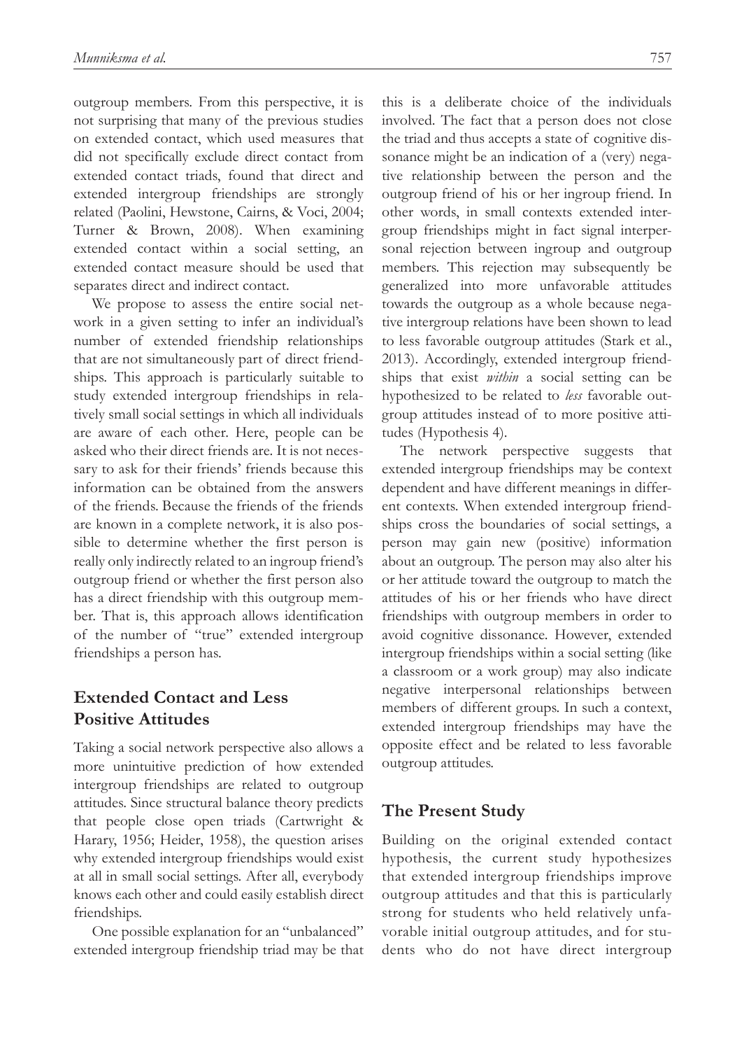outgroup members. From this perspective, it is not surprising that many of the previous studies on extended contact, which used measures that did not specifically exclude direct contact from extended contact triads, found that direct and extended intergroup friendships are strongly related (Paolini, Hewstone, Cairns, & Voci, 2004; Turner & Brown, 2008). When examining extended contact within a social setting, an extended contact measure should be used that separates direct and indirect contact.

We propose to assess the entire social network in a given setting to infer an individual's number of extended friendship relationships that are not simultaneously part of direct friendships. This approach is particularly suitable to study extended intergroup friendships in relatively small social settings in which all individuals are aware of each other. Here, people can be asked who their direct friends are. It is not necessary to ask for their friends' friends because this information can be obtained from the answers of the friends. Because the friends of the friends are known in a complete network, it is also possible to determine whether the first person is really only indirectly related to an ingroup friend's outgroup friend or whether the first person also has a direct friendship with this outgroup member. That is, this approach allows identification of the number of "true" extended intergroup friendships a person has.

## Extended Contact and Less Positive Attitudes

Taking a social network perspective also allows a more unintuitive prediction of how extended intergroup friendships are related to outgroup attitudes. Since structural balance theory predicts that people close open triads (Cartwright & Harary, 1956; Heider, 1958), the question arises why extended intergroup friendships would exist at all in small social settings. After all, everybody knows each other and could easily establish direct friendships.

One possible explanation for an "unbalanced" extended intergroup friendship triad may be that this is a deliberate choice of the individuals involved. The fact that a person does not close the triad and thus accepts a state of cognitive dissonance might be an indication of a (very) negative relationship between the person and the outgroup friend of his or her ingroup friend. In other words, in small contexts extended intergroup friendships might in fact signal interpersonal rejection between ingroup and outgroup members. This rejection may subsequently be generalized into more unfavorable attitudes towards the outgroup as a whole because negative intergroup relations have been shown to lead to less favorable outgroup attitudes (Stark et al., 2013). Accordingly, extended intergroup friendships that exist *within* a social setting can be hypothesized to be related to *less* favorable outgroup attitudes instead of to more positive attitudes (Hypothesis 4).

The network perspective suggests that extended intergroup friendships may be context dependent and have different meanings in different contexts. When extended intergroup friendships cross the boundaries of social settings, a person may gain new (positive) information about an outgroup. The person may also alter his or her attitude toward the outgroup to match the attitudes of his or her friends who have direct friendships with outgroup members in order to avoid cognitive dissonance. However, extended intergroup friendships within a social setting (like a classroom or a work group) may also indicate negative interpersonal relationships between members of different groups. In such a context, extended intergroup friendships may have the opposite effect and be related to less favorable outgroup attitudes.

## The Present Study

Building on the original extended contact hypothesis, the current study hypothesizes that extended intergroup friendships improve outgroup attitudes and that this is particularly strong for students who held relatively unfavorable initial outgroup attitudes, and for students who do not have direct intergroup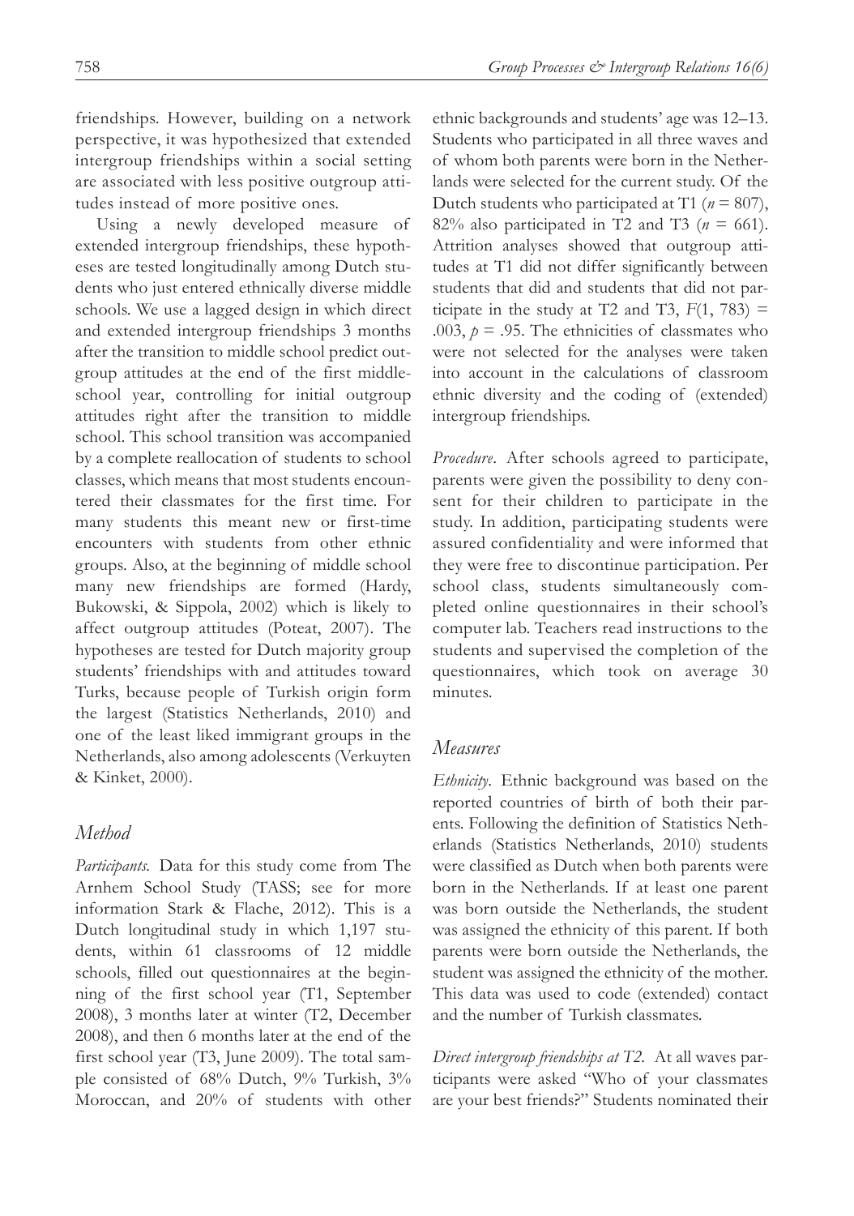friendships. However, building on a network perspective, it was hypothesized that extended intergroup friendships within a social setting are associated with less positive outgroup attitudes instead of more positive ones.

Using a newly developed measure of extended intergroup friendships, these hypotheses are tested longitudinally among Dutch students who just entered ethnically diverse middle schools. We use a lagged design in which direct and extended intergroup friendships 3 months after the transition to middle school predict outgroup attitudes at the end of the first middle-school year, controlling for initial outgroup attitudes right after the transition to middle school. This school transition was accompanied by a complete reallocation of students to school classes, which means that most students encountered their classmates for the first time. For many students this meant new or first-time encounters with students from other ethnic groups. Also, at the beginning of middle school many new friendships are formed (Hardy, Bukowski, & Sippola, 2002) which is likely to affect outgroup attitudes (Poteat, 2007). The hypotheses are tested for Dutch majority group students' friendships with and attitudes toward Turks, because people of Turkish origin form the largest (Statistics Netherlands, 2010) and one of the least liked immigrant groups in the Netherlands, also among adolescents (Verkuyten & Kinket, 2000).

## Method

*Participants.* Data for this study come from The Arnhem School Study (TASS; see for more information Stark & Flache, 2012). This is a Dutch longitudinal study in which 1,197 students, within 61 classrooms of 12 middle schools, filled out questionnaires at the beginning of the first school year (T1, September 2008), 3 months later at winter (T2, December 2008), and then 6 months later at the end of the first school year (T3, June 2009). The total sample consisted of 68% Dutch, 9% Turkish, 3% Moroccan, and 20% of students with other ethnic backgrounds and students' age was 12–13. Students who participated in all three waves and of whom both parents were born in the Netherlands were selected for the current study. Of the Dutch students who participated at T1 ($n$ = 807), 82% also participated in T2 and T3 ($n$ = 661). Attrition analyses showed that outgroup attitudes at T1 did not differ significantly between students that did and students that did not participate in the study at T2 and T3, $F(1, 783) = .003$, $p = .95$. The ethnicities of classmates who were not selected for the analyses were taken into account in the calculations of classroom ethnic diversity and the coding of (extended) intergroup friendships.

*Procedure.* After schools agreed to participate, parents were given the possibility to deny consent for their children to participate in the study. In addition, participating students were assured confidentiality and were informed that they were free to discontinue participation. Per school class, students simultaneously completed online questionnaires in their school's computer lab. Teachers read instructions to the students and supervised the completion of the questionnaires, which took on average 30 minutes.

## Measures

*Ethnicity.* Ethnic background was based on the reported countries of birth of both their parents. Following the definition of Statistics Netherlands (Statistics Netherlands, 2010) students were classified as Dutch when both parents were born in the Netherlands. If at least one parent was born outside the Netherlands, the student was assigned the ethnicity of this parent. If both parents were born outside the Netherlands, the student was assigned the ethnicity of the mother. This data was used to code (extended) contact and the number of Turkish classmates.

*Direct intergroup friendships at T2.* At all waves participants were asked "Who of your classmates are your best friends?" Students nominated their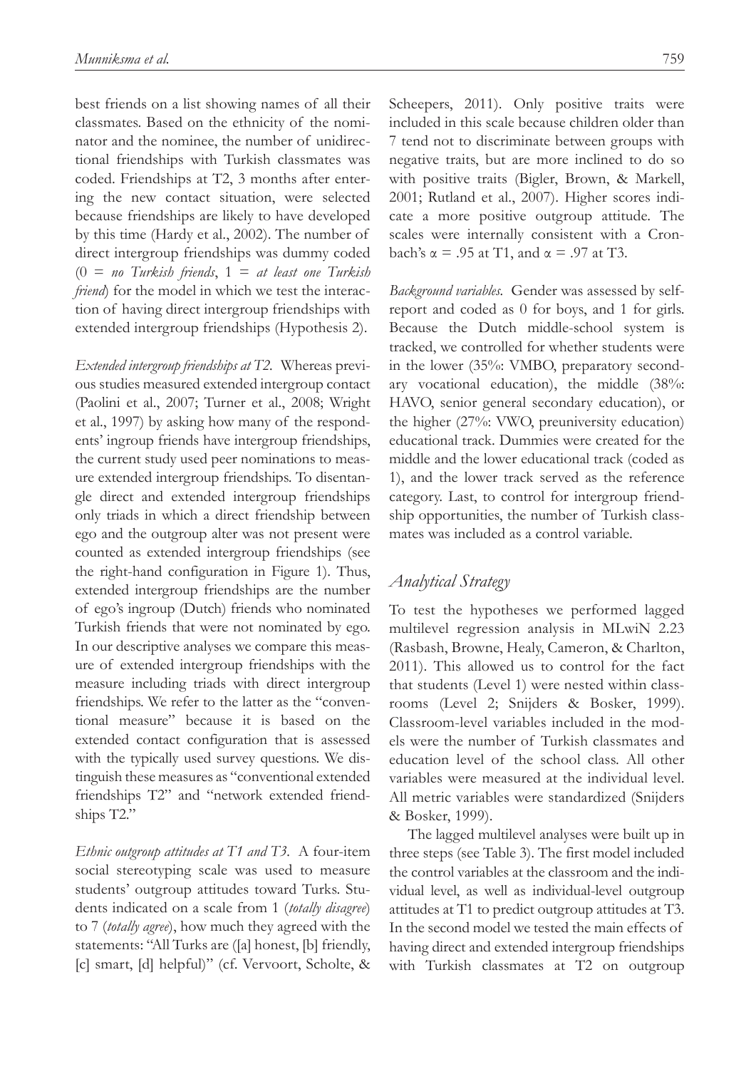best friends on a list showing names of all their classmates. Based on the ethnicity of the nominator and the nominee, the number of unidirectional friendships with Turkish classmates was coded. Friendships at T2, 3 months after entering the new contact situation, were selected because friendships are likely to have developed by this time (Hardy et al., 2002). The number of direct intergroup friendships was dummy coded (0 = *no Turkish friends*, 1 = *at least one Turkish friend*) for the model in which we test the interaction of having direct intergroup friendships with extended intergroup friendships (Hypothesis 2).

*Extended intergroup friendships at T2.* Whereas previous studies measured extended intergroup contact (Paolini et al., 2007; Turner et al., 2008; Wright et al., 1997) by asking how many of the respondents' ingroup friends have intergroup friendships, the current study used peer nominations to measure extended intergroup friendships. To disentangle direct and extended intergroup friendships only triads in which a direct friendship between ego and the outgroup alter was not present were counted as extended intergroup friendships (see the right-hand configuration in Figure 1). Thus, extended intergroup friendships are the number of ego's ingroup (Dutch) friends who nominated Turkish friends that were not nominated by ego. In our descriptive analyses we compare this measure of extended intergroup friendships with the measure including triads with direct intergroup friendships. We refer to the latter as the "conventional measure" because it is based on the extended contact configuration that is assessed with the typically used survey questions. We distinguish these measures as "conventional extended friendships T2" and "network extended friendships T2."

*Ethnic outgroup attitudes at T1 and T3.* A four-item social stereotyping scale was used to measure students' outgroup attitudes toward Turks. Students indicated on a scale from 1 (*totally disagree*) to 7 (*totally agree*), how much they agreed with the statements: "All Turks are ([a] honest, [b] friendly, [c] smart, [d] helpful)" (cf. Vervoort, Scholte, & Scheepers, 2011). Only positive traits were included in this scale because children older than 7 tend not to discriminate between groups with negative traits, but are more inclined to do so with positive traits (Bigler, Brown, & Markell, 2001; Rutland et al., 2007). Higher scores indicate a more positive outgroup attitude. The scales were internally consistent with a Cronbach's $\alpha = .95$ at T1, and $\alpha = .97$ at T3.

*Background variables.* Gender was assessed by self-report and coded as 0 for boys, and 1 for girls. Because the Dutch middle-school system is tracked, we controlled for whether students were in the lower (35%: VMBO, preparatory secondary vocational education), the middle (38%: HAVO, senior general secondary education), or the higher (27%: VWO, preuniversity education) educational track. Dummies were created for the middle and the lower educational track (coded as 1), and the lower track served as the reference category. Last, to control for intergroup friendship opportunities, the number of Turkish classmates was included as a control variable.

## *Analytical Strategy*

To test the hypotheses we performed lagged multilevel regression analysis in MLwiN 2.23 (Rasbash, Browne, Healy, Cameron, & Charlton, 2011). This allowed us to control for the fact that students (Level 1) were nested within classrooms (Level 2; Snijders & Bosker, 1999). Classroom-level variables included in the models were the number of Turkish classmates and education level of the school class. All other variables were measured at the individual level. All metric variables were standardized (Snijders & Bosker, 1999).

The lagged multilevel analyses were built up in three steps (see Table 3). The first model included the control variables at the classroom and the individual level, as well as individual-level outgroup attitudes at T1 to predict outgroup attitudes at T3. In the second model we tested the main effects of having direct and extended intergroup friendships with Turkish classmates at T2 on outgroup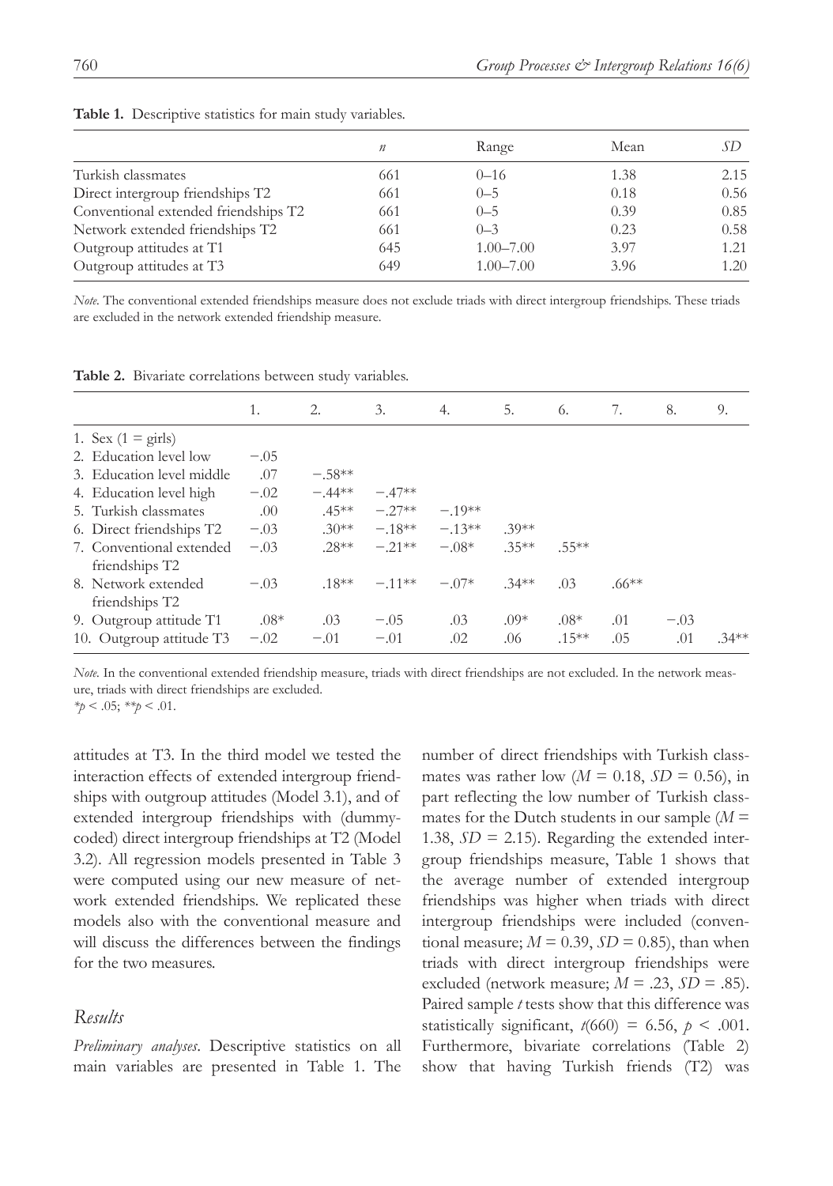**Table 1.** Descriptive statistics for main study variables.

| | *n* | Range | Mean | *SD* |
|---|---|---|---|---|
| Turkish classmates | 661 | 0–16 | 1.38 | 2.15 |
| Direct intergroup friendships T2 | 661 | 0–5 | 0.18 | 0.56 |
| Conventional extended friendships T2 | 661 | 0–5 | 0.39 | 0.85 |
| Network extended friendships T2 | 661 | 0–3 | 0.23 | 0.58 |
| Outgroup attitudes at T1 | 645 | 1.00–7.00 | 3.97 | 1.21 |
| Outgroup attitudes at T3 | 649 | 1.00–7.00 | 3.96 | 1.20 |

*Note*. The conventional extended friendships measure does not exclude triads with direct intergroup friendships. These triads are excluded in the network extended friendship measure.

**Table 2.** Bivariate correlations between study variables.

| | 1. | 2. | 3. | 4. | 5. | 6. | 7. | 8. | 9. |
|---|---|---|---|---|---|---|---|---|---|
| 1. Sex (1 = girls) | | | | | | | | | |
| 2. Education level low | −.05 | | | | | | | | |
| 3. Education level middle | .07 | −.58** | | | | | | | |
| 4. Education level high | −.02 | −.44** | −.47** | | | | | | |
| 5. Turkish classmates | .00 | .45** | −.27** | −.19** | | | | | |
| 6. Direct friendships T2 | −.03 | .30** | −.18** | −.13** | .39** | | | | |
| 7. Conventional extended friendships T2 | −.03 | .28** | −.21** | −.08* | .35** | .55** | | | |
| 8. Network extended friendships T2 | −.03 | .18** | −.11** | −.07* | .34** | .03 | .66** | | |
| 9. Outgroup attitude T1 | .08* | .03 | −.05 | .03 | .09* | .08* | .01 | −.03 | |
| 10. Outgroup attitude T3 | −.02 | −.01 | −.01 | .02 | .06 | .15** | .05 | .01 | .34** |

*Note*. In the conventional extended friendship measure, triads with direct friendships are not excluded. In the network measure, triads with direct friendships are excluded.
$*p < .05$; $**p < .01$.

attitudes at T3. In the third model we tested the interaction effects of extended intergroup friendships with outgroup attitudes (Model 3.1), and of extended intergroup friendships with (dummy-coded) direct intergroup friendships at T2 (Model 3.2). All regression models presented in Table 3 were computed using our new measure of network extended friendships. We replicated these models also with the conventional measure and will discuss the differences between the findings for the two measures.

## Results

*Preliminary analyses*. Descriptive statistics on all main variables are presented in Table 1. The number of direct friendships with Turkish classmates was rather low ($M = 0.18$, $SD = 0.56$), in part reflecting the low number of Turkish classmates for the Dutch students in our sample ($M = 1.38$, $SD = 2.15$). Regarding the extended intergroup friendships measure, Table 1 shows that the average number of extended intergroup friendships was higher when triads with direct intergroup friendships were included (conventional measure; $M = 0.39$, $SD = 0.85$), than when triads with direct intergroup friendships were excluded (network measure; $M = .23$, $SD = .85$). Paired sample *t* tests show that this difference was statistically significant, $t(660) = 6.56$, $p < .001$. Furthermore, bivariate correlations (Table 2) show that having Turkish friends (T2) was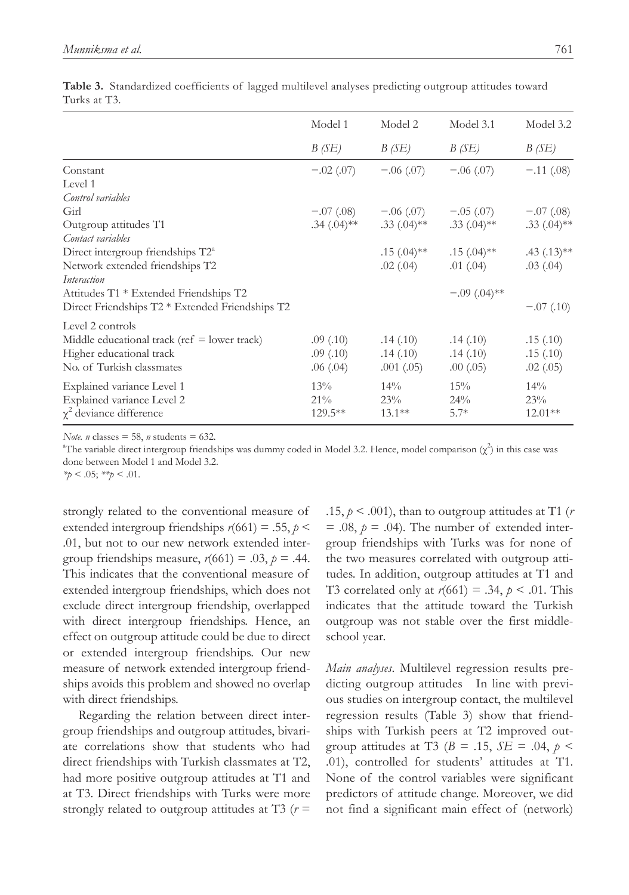**Table 3.** Standardized coefficients of lagged multilevel analyses predicting outgroup attitudes toward Turks at T3.

| | Model 1 | Model 2 | Model 3.1 | Model 3.2 |
|---|---|---|---|---|
| | *B (SE)* | *B (SE)* | *B (SE)* | *B (SE)* |
| Constant | −.02 (.07) | −.06 (.07) | −.06 (.07) | −.11 (.08) |
| Level 1 | | | | |
| *Control variables* | | | | |
| Girl | −.07 (.08) | −.06 (.07) | −.05 (.07) | −.07 (.08) |
| Outgroup attitudes T1 | .34 (.04)** | .33 (.04)** | .33 (.04)** | .33 (.04)** |
| *Contact variables* | | | | |
| Direct intergroup friendships T2[a] | | .15 (.04)** | .15 (.04)** | .43 (.13)** |
| Network extended friendships T2 | | .02 (.04) | .01 (.04) | .03 (.04) |
| *Interaction* | | | | |
| Attitudes T1 * Extended Friendships T2 | | | −.09 (.04)** | |
| Direct Friendships T2 * Extended Friendships T2 | | | | −.07 (.10) |
| Level 2 controls | | | | |
| Middle educational track (ref = lower track) | .09 (.10) | .14 (.10) | .14 (.10) | .15 (.10) |
| Higher educational track | .09 (.10) | .14 (.10) | .14 (.10) | .15 (.10) |
| No. of Turkish classmates | .06 (.04) | .001 (.05) | .00 (.05) | .02 (.05) |
| Explained variance Level 1 | 13% | 14% | 15% | 14% |
| Explained variance Level 2 | 21% | 23% | 24% | 23% |
| $\chi^2$ deviance difference | 129.5** | 13.1** | 5.7* | 12.01** |

*Note. n* classes = 58, *n* students = 632.

[a]The variable direct intergroup friendships was dummy coded in Model 3.2. Hence, model comparison ($\chi^2$) in this case was done between Model 1 and Model 3.2.

$*p < .05$; $**p < .01$.

strongly related to the conventional measure of extended intergroup friendships $r(661) = .55$, $p < .01$, but not to our new network extended intergroup friendships measure, $r(661) = .03$, $p = .44$. This indicates that the conventional measure of extended intergroup friendships, which does not exclude direct intergroup friendship, overlapped with direct intergroup friendships. Hence, an effect on outgroup attitude could be due to direct or extended intergroup friendships. Our new measure of network extended intergroup friendships avoids this problem and showed no overlap with direct friendships.

Regarding the relation between direct intergroup friendships and outgroup attitudes, bivariate correlations show that students who had direct friendships with Turkish classmates at T2, had more positive outgroup attitudes at T1 and at T3. Direct friendships with Turks were more strongly related to outgroup attitudes at T3 ($r = .15$, $p < .001$), than to outgroup attitudes at T1 ($r = .08$, $p = .04$). The number of extended intergroup friendships with Turks was for none of the two measures correlated with outgroup attitudes. In addition, outgroup attitudes at T1 and T3 correlated only at $r(661) = .34$, $p < .01$. This indicates that the attitude toward the Turkish outgroup was not stable over the first middle-school year.

*Main analyses*. Multilevel regression results predicting outgroup attitudes In line with previous studies on intergroup contact, the multilevel regression results (Table 3) show that friendships with Turkish peers at T2 improved outgroup attitudes at T3 ($B = .15$, $SE = .04$, $p < .01$), controlled for students' attitudes at T1. None of the control variables were significant predictors of attitude change. Moreover, we did not find a significant main effect of (network)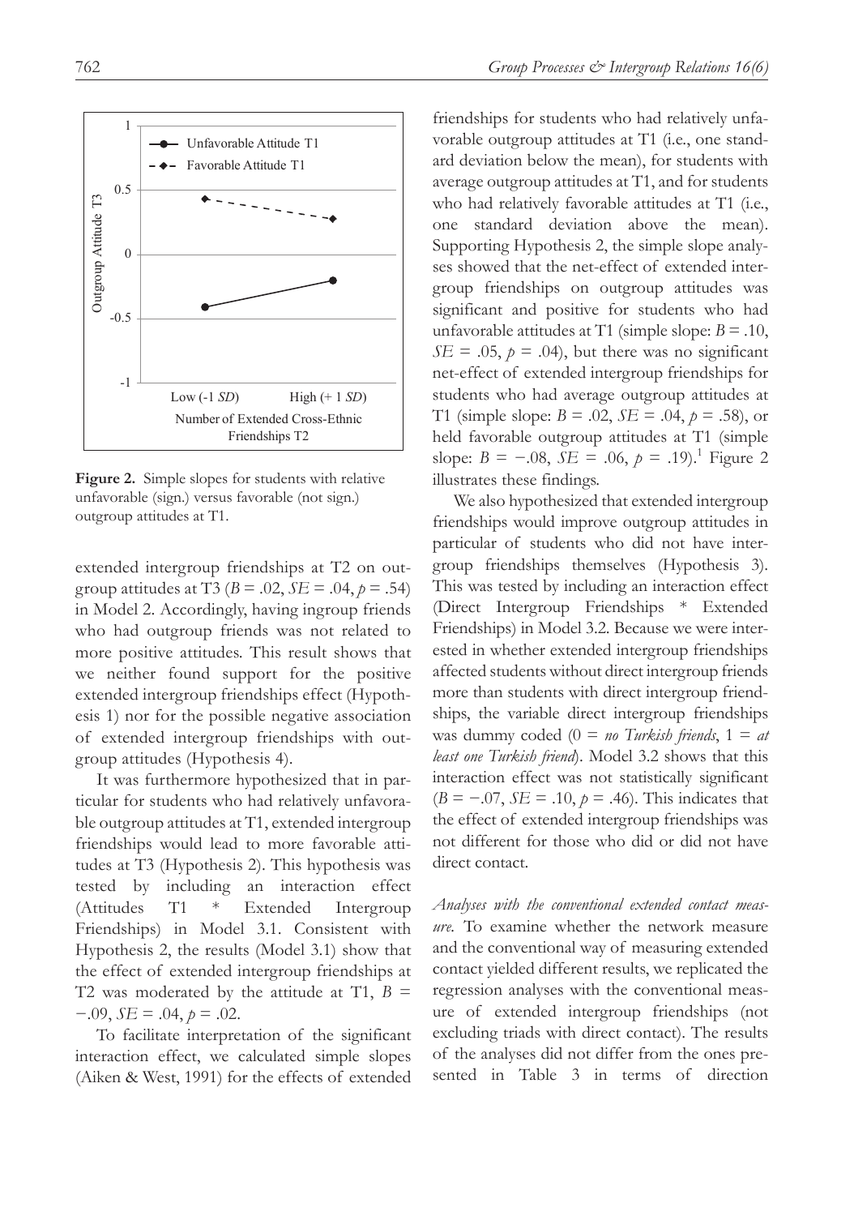**Figure 2.** Simple slopes for students with relative unfavorable (sign.) versus favorable (not sign.) outgroup attitudes at T1.

extended intergroup friendships at T2 on outgroup attitudes at T3 ($B = .02$, $SE = .04$, $p = .54$) in Model 2. Accordingly, having ingroup friends who had outgroup friends was not related to more positive attitudes. This result shows that we neither found support for the positive extended intergroup friendships effect (Hypothesis 1) nor for the possible negative association of extended intergroup friendships with outgroup attitudes (Hypothesis 4).

It was furthermore hypothesized that in particular for students who had relatively unfavorable outgroup attitudes at T1, extended intergroup friendships would lead to more favorable attitudes at T3 (Hypothesis 2). This hypothesis was tested by including an interaction effect (Attitudes T1 * Extended Intergroup Friendships) in Model 3.1. Consistent with Hypothesis 2, the results (Model 3.1) show that the effect of extended intergroup friendships at T2 was moderated by the attitude at T1, $B = -.09$, $SE = .04$, $p = .02$.

To facilitate interpretation of the significant interaction effect, we calculated simple slopes (Aiken & West, 1991) for the effects of extended friendships for students who had relatively unfavorable outgroup attitudes at T1 (i.e., one standard deviation below the mean), for students with average outgroup attitudes at T1, and for students who had relatively favorable attitudes at T1 (i.e., one standard deviation above the mean). Supporting Hypothesis 2, the simple slope analyses showed that the net-effect of extended intergroup friendships on outgroup attitudes was significant and positive for students who had unfavorable attitudes at T1 (simple slope: $B = .10$, $SE = .05$, $p = .04$), but there was no significant net-effect of extended intergroup friendships for students who had average outgroup attitudes at T1 (simple slope: $B = .02$, $SE = .04$, $p = .58$), or held favorable outgroup attitudes at T1 (simple slope: $B = -.08$, $SE = .06$, $p = .19$).[1] Figure 2 illustrates these findings.

We also hypothesized that extended intergroup friendships would improve outgroup attitudes in particular of students who did not have intergroup friendships themselves (Hypothesis 3). This was tested by including an interaction effect (Direct Intergroup Friendships * Extended Friendships) in Model 3.2. Because we were interested in whether extended intergroup friendships affected students without direct intergroup friends more than students with direct intergroup friendships, the variable direct intergroup friendships was dummy coded (0 = *no Turkish friends*, 1 = *at least one Turkish friend*). Model 3.2 shows that this interaction effect was not statistically significant ($B = -.07$, $SE = .10$, $p = .46$). This indicates that the effect of extended intergroup friendships was not different for those who did or did not have direct contact.

*Analyses with the conventional extended contact measure.* To examine whether the network measure and the conventional way of measuring extended contact yielded different results, we replicated the regression analyses with the conventional measure of extended intergroup friendships (not excluding triads with direct contact). The results of the analyses did not differ from the ones presented in Table 3 in terms of direction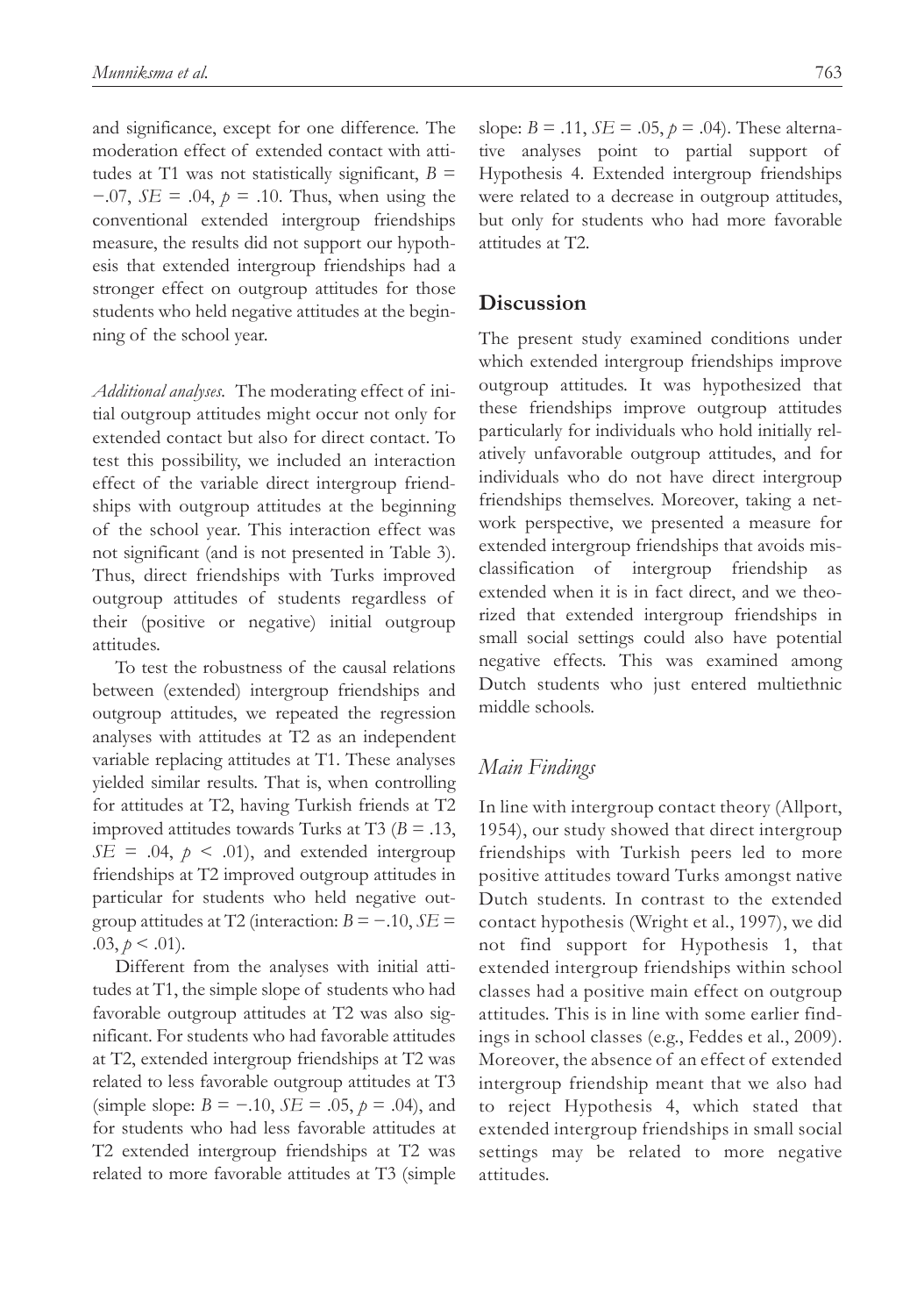and significance, except for one difference. The moderation effect of extended contact with attitudes at T1 was not statistically significant, $B = -.07$, $SE = .04$, $p = .10$. Thus, when using the conventional extended intergroup friendships measure, the results did not support our hypothesis that extended intergroup friendships had a stronger effect on outgroup attitudes for those students who held negative attitudes at the beginning of the school year.

*Additional analyses*. The moderating effect of initial outgroup attitudes might occur not only for extended contact but also for direct contact. To test this possibility, we included an interaction effect of the variable direct intergroup friendships with outgroup attitudes at the beginning of the school year. This interaction effect was not significant (and is not presented in Table 3). Thus, direct friendships with Turks improved outgroup attitudes of students regardless of their (positive or negative) initial outgroup attitudes.

To test the robustness of the causal relations between (extended) intergroup friendships and outgroup attitudes, we repeated the regression analyses with attitudes at T2 as an independent variable replacing attitudes at T1. These analyses yielded similar results. That is, when controlling for attitudes at T2, having Turkish friends at T2 improved attitudes towards Turks at T3 ($B = .13$, $SE = .04$, $p < .01$), and extended intergroup friendships at T2 improved outgroup attitudes in particular for students who held negative outgroup attitudes at T2 (interaction: $B = -.10$, $SE = .03$, $p < .01$).

Different from the analyses with initial attitudes at T1, the simple slope of students who had favorable outgroup attitudes at T2 was also significant. For students who had favorable attitudes at T2, extended intergroup friendships at T2 was related to less favorable outgroup attitudes at T3 (simple slope: $B = -.10$, $SE = .05$, $p = .04$), and for students who had less favorable attitudes at T2 extended intergroup friendships at T2 was related to more favorable attitudes at T3 (simple slope: $B = .11$, $SE = .05$, $p = .04$). These alternative analyses point to partial support of Hypothesis 4. Extended intergroup friendships were related to a decrease in outgroup attitudes, but only for students who had more favorable attitudes at T2.

## Discussion

The present study examined conditions under which extended intergroup friendships improve outgroup attitudes. It was hypothesized that these friendships improve outgroup attitudes particularly for individuals who hold initially relatively unfavorable outgroup attitudes, and for individuals who do not have direct intergroup friendships themselves. Moreover, taking a network perspective, we presented a measure for extended intergroup friendships that avoids misclassification of intergroup friendship as extended when it is in fact direct, and we theorized that extended intergroup friendships in small social settings could also have potential negative effects. This was examined among Dutch students who just entered multiethnic middle schools.

### *Main Findings*

In line with intergroup contact theory (Allport, 1954), our study showed that direct intergroup friendships with Turkish peers led to more positive attitudes toward Turks amongst native Dutch students. In contrast to the extended contact hypothesis (Wright et al., 1997), we did not find support for Hypothesis 1, that extended intergroup friendships within school classes had a positive main effect on outgroup attitudes. This is in line with some earlier findings in school classes (e.g., Feddes et al., 2009). Moreover, the absence of an effect of extended intergroup friendship meant that we also had to reject Hypothesis 4, which stated that extended intergroup friendships in small social settings may be related to more negative attitudes.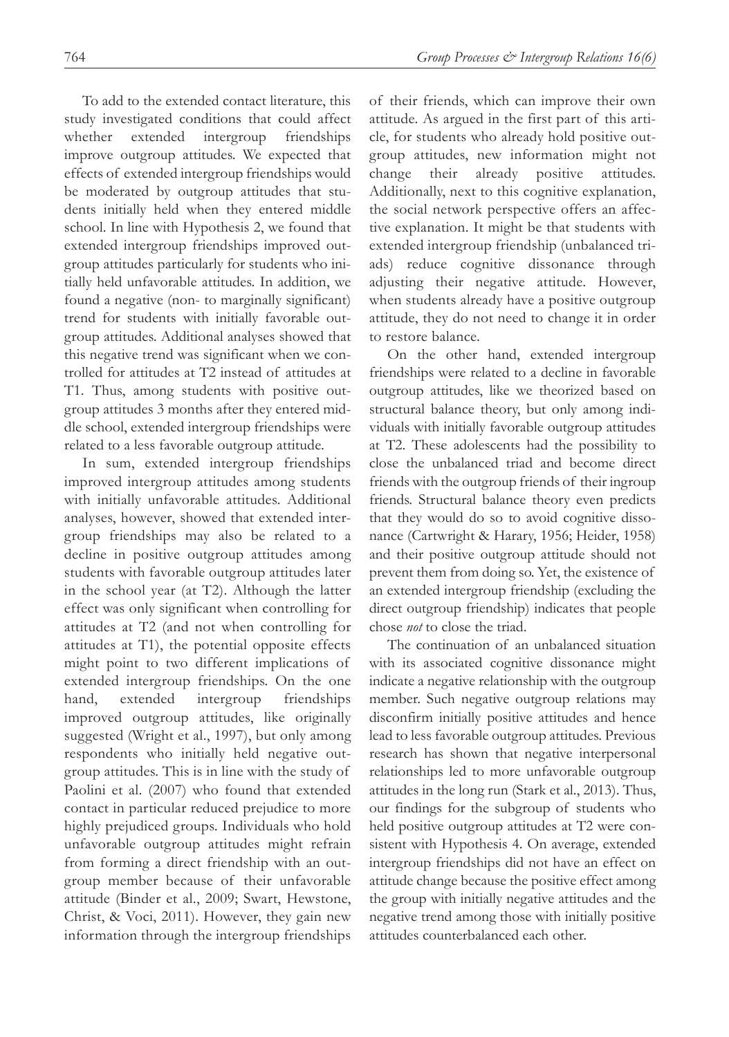To add to the extended contact literature, this study investigated conditions that could affect whether extended intergroup friendships improve outgroup attitudes. We expected that effects of extended intergroup friendships would be moderated by outgroup attitudes that students initially held when they entered middle school. In line with Hypothesis 2, we found that extended intergroup friendships improved outgroup attitudes particularly for students who initially held unfavorable attitudes. In addition, we found a negative (non- to marginally significant) trend for students with initially favorable outgroup attitudes. Additional analyses showed that this negative trend was significant when we controlled for attitudes at T2 instead of attitudes at T1. Thus, among students with positive outgroup attitudes 3 months after they entered middle school, extended intergroup friendships were related to a less favorable outgroup attitude.

In sum, extended intergroup friendships improved intergroup attitudes among students with initially unfavorable attitudes. Additional analyses, however, showed that extended intergroup friendships may also be related to a decline in positive outgroup attitudes among students with favorable outgroup attitudes later in the school year (at T2). Although the latter effect was only significant when controlling for attitudes at T2 (and not when controlling for attitudes at T1), the potential opposite effects might point to two different implications of extended intergroup friendships. On the one hand, extended intergroup friendships improved outgroup attitudes, like originally suggested (Wright et al., 1997), but only among respondents who initially held negative outgroup attitudes. This is in line with the study of Paolini et al. (2007) who found that extended contact in particular reduced prejudice to more highly prejudiced groups. Individuals who hold unfavorable outgroup attitudes might refrain from forming a direct friendship with an outgroup member because of their unfavorable attitude (Binder et al., 2009; Swart, Hewstone, Christ, & Voci, 2011). However, they gain new information through the intergroup friendships of their friends, which can improve their own attitude. As argued in the first part of this article, for students who already hold positive outgroup attitudes, new information might not change their already positive attitudes. Additionally, next to this cognitive explanation, the social network perspective offers an affective explanation. It might be that students with extended intergroup friendship (unbalanced triads) reduce cognitive dissonance through adjusting their negative attitude. However, when students already have a positive outgroup attitude, they do not need to change it in order to restore balance.

On the other hand, extended intergroup friendships were related to a decline in favorable outgroup attitudes, like we theorized based on structural balance theory, but only among individuals with initially favorable outgroup attitudes at T2. These adolescents had the possibility to close the unbalanced triad and become direct friends with the outgroup friends of their ingroup friends. Structural balance theory even predicts that they would do so to avoid cognitive dissonance (Cartwright & Harary, 1956; Heider, 1958) and their positive outgroup attitude should not prevent them from doing so. Yet, the existence of an extended intergroup friendship (excluding the direct outgroup friendship) indicates that people chose *not* to close the triad.

The continuation of an unbalanced situation with its associated cognitive dissonance might indicate a negative relationship with the outgroup member. Such negative outgroup relations may disconfirm initially positive attitudes and hence lead to less favorable outgroup attitudes. Previous research has shown that negative interpersonal relationships led to more unfavorable outgroup attitudes in the long run (Stark et al., 2013). Thus, our findings for the subgroup of students who held positive outgroup attitudes at T2 were consistent with Hypothesis 4. On average, extended intergroup friendships did not have an effect on attitude change because the positive effect among the group with initially negative attitudes and the negative trend among those with initially positive attitudes counterbalanced each other.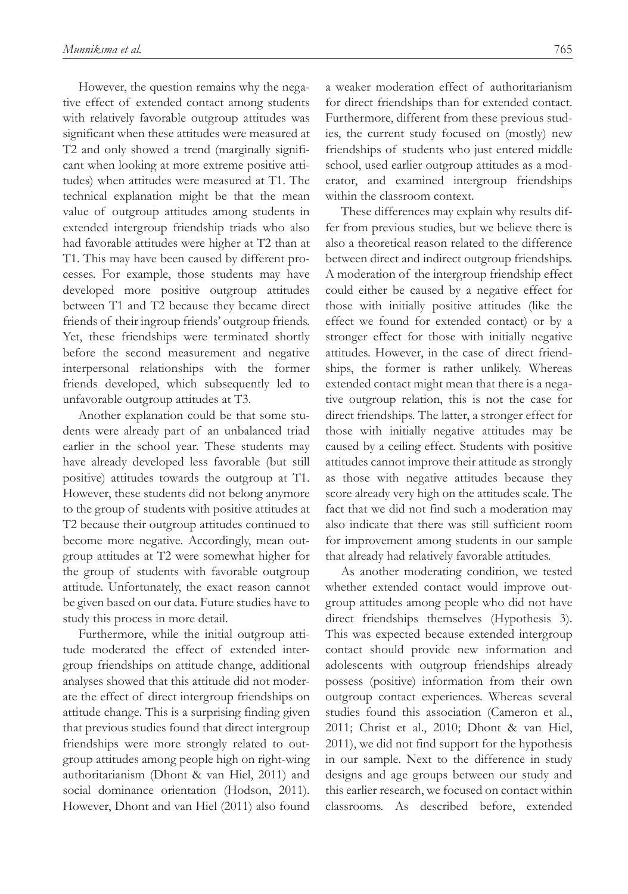However, the question remains why the negative effect of extended contact among students with relatively favorable outgroup attitudes was significant when these attitudes were measured at T2 and only showed a trend (marginally significant when looking at more extreme positive attitudes) when attitudes were measured at T1. The technical explanation might be that the mean value of outgroup attitudes among students in extended intergroup friendship triads who also had favorable attitudes were higher at T2 than at T1. This may have been caused by different processes. For example, those students may have developed more positive outgroup attitudes between T1 and T2 because they became direct friends of their ingroup friends' outgroup friends. Yet, these friendships were terminated shortly before the second measurement and negative interpersonal relationships with the former friends developed, which subsequently led to unfavorable outgroup attitudes at T3.

Another explanation could be that some students were already part of an unbalanced triad earlier in the school year. These students may have already developed less favorable (but still positive) attitudes towards the outgroup at T1. However, these students did not belong anymore to the group of students with positive attitudes at T2 because their outgroup attitudes continued to become more negative. Accordingly, mean outgroup attitudes at T2 were somewhat higher for the group of students with favorable outgroup attitude. Unfortunately, the exact reason cannot be given based on our data. Future studies have to study this process in more detail.

Furthermore, while the initial outgroup attitude moderated the effect of extended intergroup friendships on attitude change, additional analyses showed that this attitude did not moderate the effect of direct intergroup friendships on attitude change. This is a surprising finding given that previous studies found that direct intergroup friendships were more strongly related to outgroup attitudes among people high on right-wing authoritarianism (Dhont & van Hiel, 2011) and social dominance orientation (Hodson, 2011). However, Dhont and van Hiel (2011) also found a weaker moderation effect of authoritarianism for direct friendships than for extended contact. Furthermore, different from these previous studies, the current study focused on (mostly) new friendships of students who just entered middle school, used earlier outgroup attitudes as a moderator, and examined intergroup friendships within the classroom context.

These differences may explain why results differ from previous studies, but we believe there is also a theoretical reason related to the difference between direct and indirect outgroup friendships. A moderation of the intergroup friendship effect could either be caused by a negative effect for those with initially positive attitudes (like the effect we found for extended contact) or by a stronger effect for those with initially negative attitudes. However, in the case of direct friendships, the former is rather unlikely. Whereas extended contact might mean that there is a negative outgroup relation, this is not the case for direct friendships. The latter, a stronger effect for those with initially negative attitudes may be caused by a ceiling effect. Students with positive attitudes cannot improve their attitude as strongly as those with negative attitudes because they score already very high on the attitudes scale. The fact that we did not find such a moderation may also indicate that there was still sufficient room for improvement among students in our sample that already had relatively favorable attitudes.

As another moderating condition, we tested whether extended contact would improve outgroup attitudes among people who did not have direct friendships themselves (Hypothesis 3). This was expected because extended intergroup contact should provide new information and adolescents with outgroup friendships already possess (positive) information from their own outgroup contact experiences. Whereas several studies found this association (Cameron et al., 2011; Christ et al., 2010; Dhont & van Hiel, 2011), we did not find support for the hypothesis in our sample. Next to the difference in study designs and age groups between our study and this earlier research, we focused on contact within classrooms. As described before, extended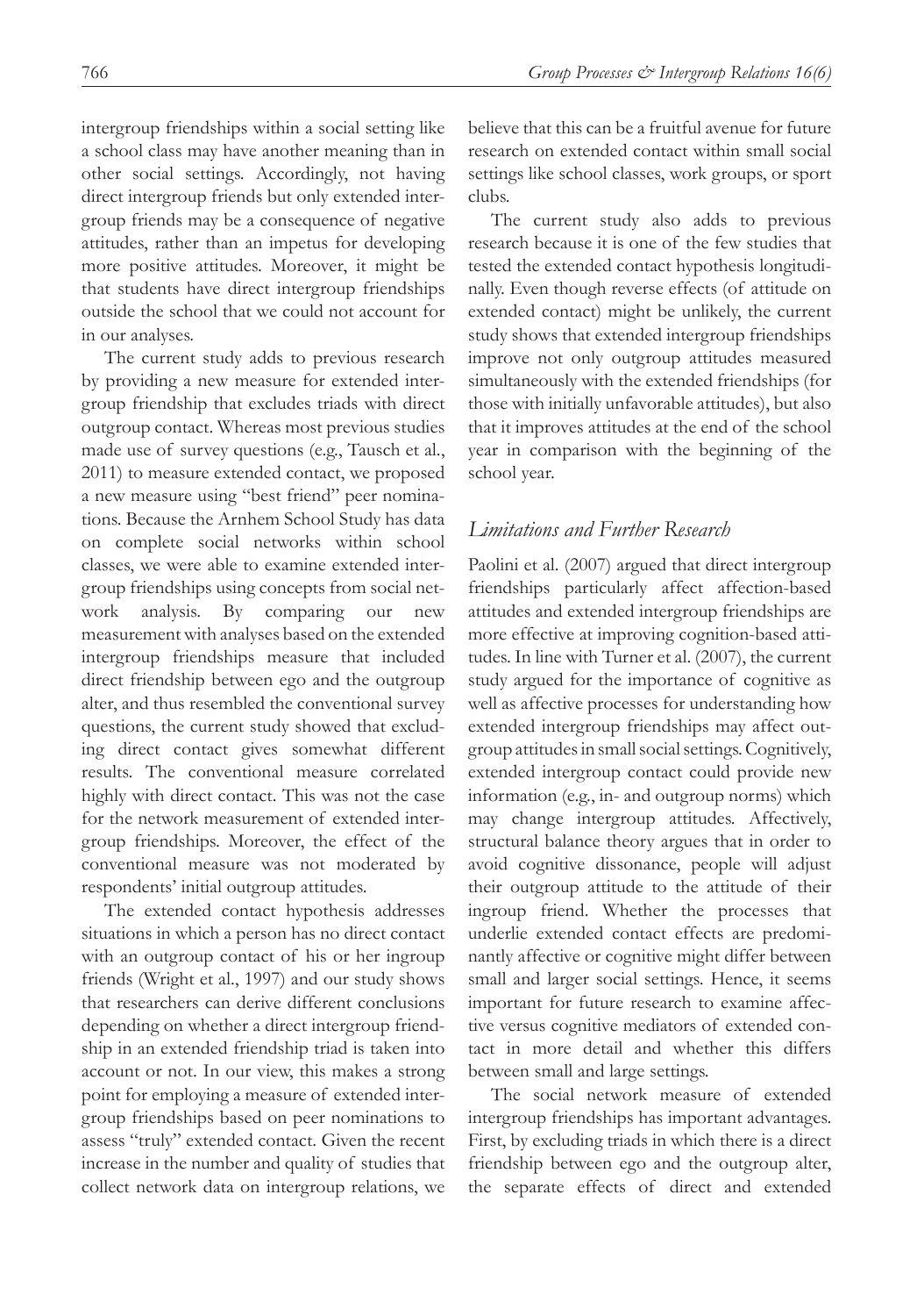intergroup friendships within a social setting like a school class may have another meaning than in other social settings. Accordingly, not having direct intergroup friends but only extended intergroup friends may be a consequence of negative attitudes, rather than an impetus for developing more positive attitudes. Moreover, it might be that students have direct intergroup friendships outside the school that we could not account for in our analyses.

The current study adds to previous research by providing a new measure for extended intergroup friendship that excludes triads with direct outgroup contact. Whereas most previous studies made use of survey questions (e.g., Tausch et al., 2011) to measure extended contact, we proposed a new measure using "best friend" peer nominations. Because the Arnhem School Study has data on complete social networks within school classes, we were able to examine extended intergroup friendships using concepts from social network analysis. By comparing our new measurement with analyses based on the extended intergroup friendships measure that included direct friendship between ego and the outgroup alter, and thus resembled the conventional survey questions, the current study showed that excluding direct contact gives somewhat different results. The conventional measure correlated highly with direct contact. This was not the case for the network measurement of extended intergroup friendships. Moreover, the effect of the conventional measure was not moderated by respondents' initial outgroup attitudes.

The extended contact hypothesis addresses situations in which a person has no direct contact with an outgroup contact of his or her ingroup friends (Wright et al., 1997) and our study shows that researchers can derive different conclusions depending on whether a direct intergroup friendship in an extended friendship triad is taken into account or not. In our view, this makes a strong point for employing a measure of extended intergroup friendships based on peer nominations to assess "truly" extended contact. Given the recent increase in the number and quality of studies that collect network data on intergroup relations, we believe that this can be a fruitful avenue for future research on extended contact within small social settings like school classes, work groups, or sport clubs.

The current study also adds to previous research because it is one of the few studies that tested the extended contact hypothesis longitudinally. Even though reverse effects (of attitude on extended contact) might be unlikely, the current study shows that extended intergroup friendships improve not only outgroup attitudes measured simultaneously with the extended friendships (for those with initially unfavorable attitudes), but also that it improves attitudes at the end of the school year in comparison with the beginning of the school year.

## *Limitations and Further Research*

Paolini et al. (2007) argued that direct intergroup friendships particularly affect affection-based attitudes and extended intergroup friendships are more effective at improving cognition-based attitudes. In line with Turner et al. (2007), the current study argued for the importance of cognitive as well as affective processes for understanding how extended intergroup friendships may affect outgroup attitudes in small social settings. Cognitively, extended intergroup contact could provide new information (e.g., in- and outgroup norms) which may change intergroup attitudes. Affectively, structural balance theory argues that in order to avoid cognitive dissonance, people will adjust their outgroup attitude to the attitude of their ingroup friend. Whether the processes that underlie extended contact effects are predominantly affective or cognitive might differ between small and larger social settings. Hence, it seems important for future research to examine affective versus cognitive mediators of extended contact in more detail and whether this differs between small and large settings.

The social network measure of extended intergroup friendships has important advantages. First, by excluding triads in which there is a direct friendship between ego and the outgroup alter, the separate effects of direct and extended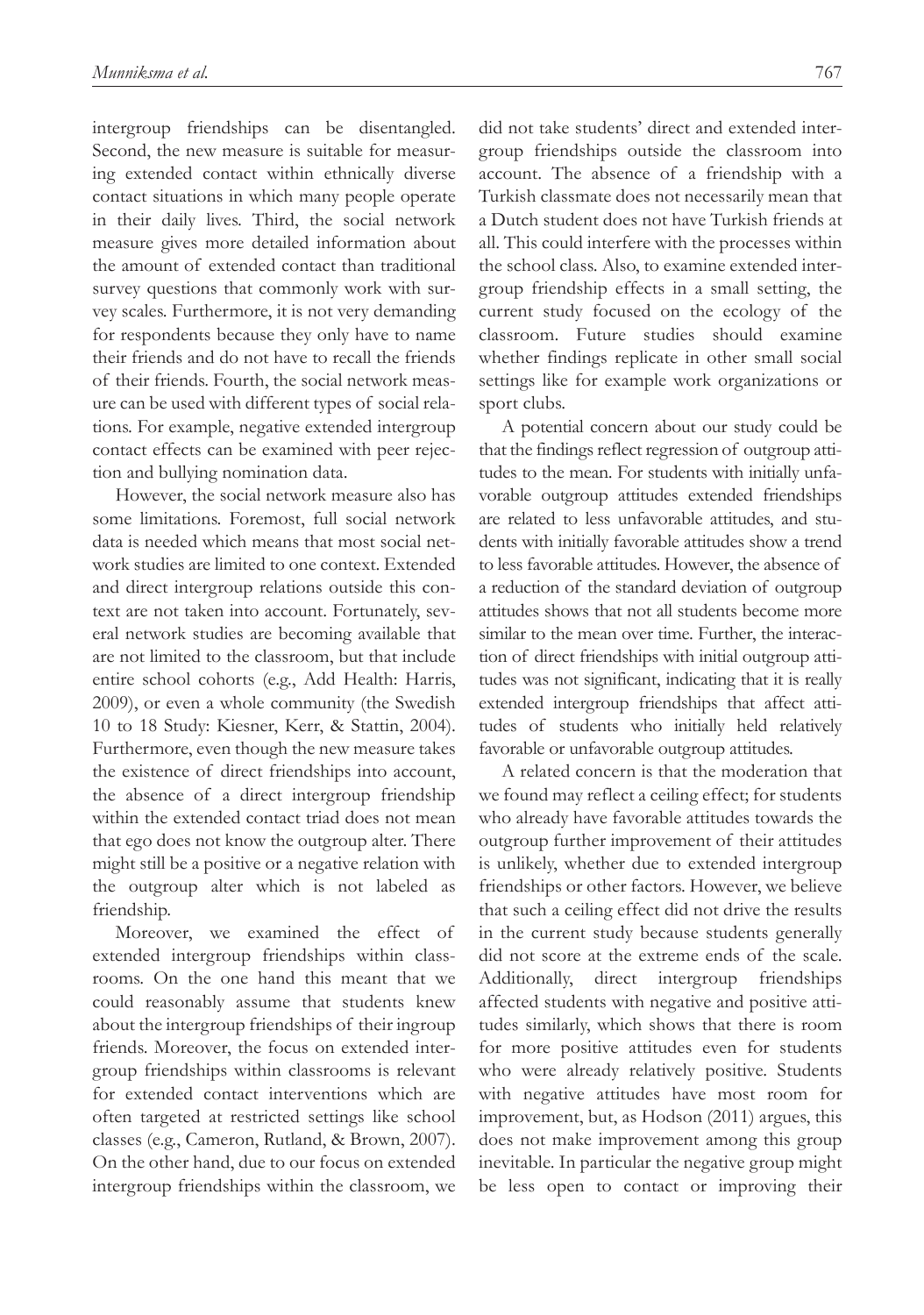intergroup friendships can be disentangled. Second, the new measure is suitable for measuring extended contact within ethnically diverse contact situations in which many people operate in their daily lives. Third, the social network measure gives more detailed information about the amount of extended contact than traditional survey questions that commonly work with survey scales. Furthermore, it is not very demanding for respondents because they only have to name their friends and do not have to recall the friends of their friends. Fourth, the social network measure can be used with different types of social relations. For example, negative extended intergroup contact effects can be examined with peer rejection and bullying nomination data.

However, the social network measure also has some limitations. Foremost, full social network data is needed which means that most social network studies are limited to one context. Extended and direct intergroup relations outside this context are not taken into account. Fortunately, several network studies are becoming available that are not limited to the classroom, but that include entire school cohorts (e.g., Add Health: Harris, 2009), or even a whole community (the Swedish 10 to 18 Study: Kiesner, Kerr, & Stattin, 2004). Furthermore, even though the new measure takes the existence of direct friendships into account, the absence of a direct intergroup friendship within the extended contact triad does not mean that ego does not know the outgroup alter. There might still be a positive or a negative relation with the outgroup alter which is not labeled as friendship.

Moreover, we examined the effect of extended intergroup friendships within classrooms. On the one hand this meant that we could reasonably assume that students knew about the intergroup friendships of their ingroup friends. Moreover, the focus on extended intergroup friendships within classrooms is relevant for extended contact interventions which are often targeted at restricted settings like school classes (e.g., Cameron, Rutland, & Brown, 2007). On the other hand, due to our focus on extended intergroup friendships within the classroom, we did not take students' direct and extended intergroup friendships outside the classroom into account. The absence of a friendship with a Turkish classmate does not necessarily mean that a Dutch student does not have Turkish friends at all. This could interfere with the processes within the school class. Also, to examine extended intergroup friendship effects in a small setting, the current study focused on the ecology of the classroom. Future studies should examine whether findings replicate in other small social settings like for example work organizations or sport clubs.

A potential concern about our study could be that the findings reflect regression of outgroup attitudes to the mean. For students with initially unfavorable outgroup attitudes extended friendships are related to less unfavorable attitudes, and students with initially favorable attitudes show a trend to less favorable attitudes. However, the absence of a reduction of the standard deviation of outgroup attitudes shows that not all students become more similar to the mean over time. Further, the interaction of direct friendships with initial outgroup attitudes was not significant, indicating that it is really extended intergroup friendships that affect attitudes of students who initially held relatively favorable or unfavorable outgroup attitudes.

A related concern is that the moderation that we found may reflect a ceiling effect; for students who already have favorable attitudes towards the outgroup further improvement of their attitudes is unlikely, whether due to extended intergroup friendships or other factors. However, we believe that such a ceiling effect did not drive the results in the current study because students generally did not score at the extreme ends of the scale. Additionally, direct intergroup friendships affected students with negative and positive attitudes similarly, which shows that there is room for more positive attitudes even for students who were already relatively positive. Students with negative attitudes have most room for improvement, but, as Hodson (2011) argues, this does not make improvement among this group inevitable. In particular the negative group might be less open to contact or improving their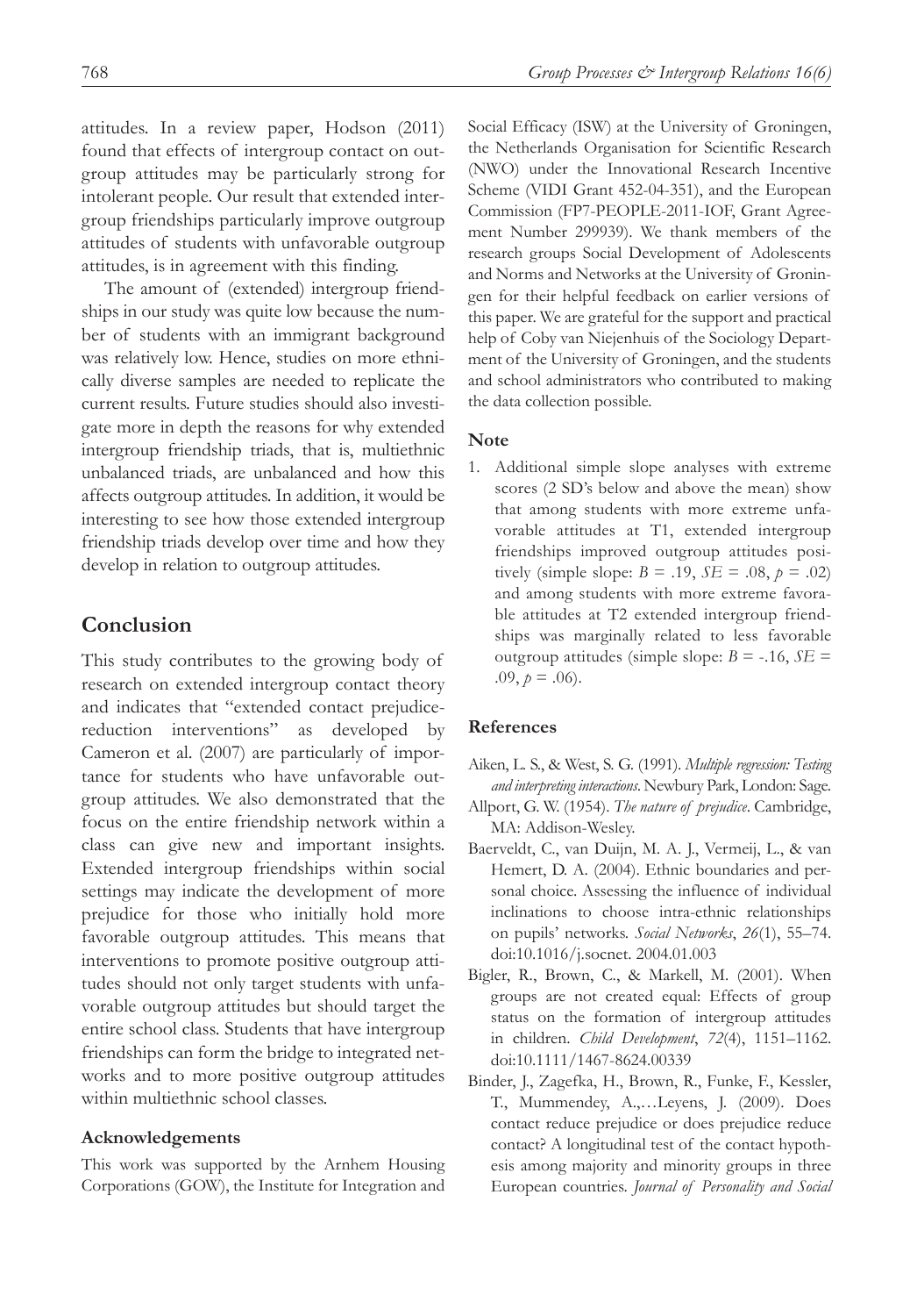attitudes. In a review paper, Hodson (2011) found that effects of intergroup contact on outgroup attitudes may be particularly strong for intolerant people. Our result that extended intergroup friendships particularly improve outgroup attitudes of students with unfavorable outgroup attitudes, is in agreement with this finding.

The amount of (extended) intergroup friendships in our study was quite low because the number of students with an immigrant background was relatively low. Hence, studies on more ethnically diverse samples are needed to replicate the current results. Future studies should also investigate more in depth the reasons for why extended intergroup friendship triads, that is, multiethnic unbalanced triads, are unbalanced and how this affects outgroup attitudes. In addition, it would be interesting to see how those extended intergroup friendship triads develop over time and how they develop in relation to outgroup attitudes.

## Conclusion

This study contributes to the growing body of research on extended intergroup contact theory and indicates that "extended contact prejudice-reduction interventions" as developed by Cameron et al. (2007) are particularly of importance for students who have unfavorable outgroup attitudes. We also demonstrated that the focus on the entire friendship network within a class can give new and important insights. Extended intergroup friendships within social settings may indicate the development of more prejudice for those who initially hold more favorable outgroup attitudes. This means that interventions to promote positive outgroup attitudes should not only target students with unfavorable outgroup attitudes but should target the entire school class. Students that have intergroup friendships can form the bridge to integrated networks and to more positive outgroup attitudes within multiethnic school classes.

### Acknowledgements

This work was supported by the Arnhem Housing Corporations (GOW), the Institute for Integration and Social Efficacy (ISW) at the University of Groningen, the Netherlands Organisation for Scientific Research (NWO) under the Innovational Research Incentive Scheme (VIDI Grant 452-04-351), and the European Commission (FP7-PEOPLE-2011-IOF, Grant Agreement Number 299939). We thank members of the research groups Social Development of Adolescents and Norms and Networks at the University of Groningen for their helpful feedback on earlier versions of this paper. We are grateful for the support and practical help of Coby van Niejenhuis of the Sociology Department of the University of Groningen, and the students and school administrators who contributed to making the data collection possible.

### Note

1. Additional simple slope analyses with extreme scores (2 SD's below and above the mean) show that among students with more extreme unfavorable attitudes at T1, extended intergroup friendships improved outgroup attitudes positively (simple slope: $B = .19$, $SE = .08$, $p = .02$) and among students with more extreme favorable attitudes at T2 extended intergroup friendships was marginally related to less favorable outgroup attitudes (simple slope: $B = -.16$, $SE = .09$, $p = .06$).

### References

Aiken, L. S., & West, S. G. (1991). *Multiple regression: Testing and interpreting interactions*. Newbury Park, London: Sage.

Allport, G. W. (1954). *The nature of prejudice*. Cambridge, MA: Addison-Wesley.

Baerveldt, C., van Duijn, M. A. J., Vermeij, L., & van Hemert, D. A. (2004). Ethnic boundaries and personal choice. Assessing the influence of individual inclinations to choose intra-ethnic relationships on pupils' networks. *Social Networks*, *26*(1), 55–74. doi:10.1016/j.socnet. 2004.01.003

Bigler, R., Brown, C., & Markell, M. (2001). When groups are not created equal: Effects of group status on the formation of intergroup attitudes in children. *Child Development*, *72*(4), 1151–1162. doi:10.1111/1467-8624.00339

Binder, J., Zagefka, H., Brown, R., Funke, F., Kessler, T., Mummendey, A.,…Leyens, J. (2009). Does contact reduce prejudice or does prejudice reduce contact? A longitudinal test of the contact hypothesis among majority and minority groups in three European countries. *Journal of Personality and Social*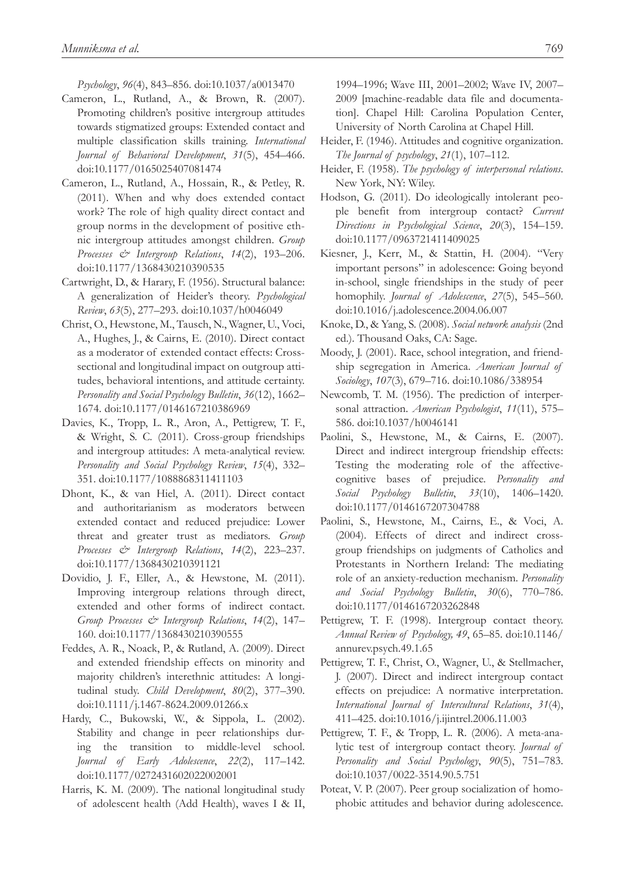*Psychology*, *96*(4), 843–856. doi:10.1037/a0013470

Cameron, L., Rutland, A., & Brown, R. (2007). Promoting children's positive intergroup attitudes towards stigmatized groups: Extended contact and multiple classification skills training. *International Journal of Behavioral Development*, *31*(5), 454–466. doi:10.1177/0165025407081474

Cameron, L., Rutland, A., Hossain, R., & Petley, R. (2011). When and why does extended contact work? The role of high quality direct contact and group norms in the development of positive ethnic intergroup attitudes amongst children. *Group Processes & Intergroup Relations*, *14*(2), 193–206. doi:10.1177/1368430210390535

Cartwright, D., & Harary, F. (1956). Structural balance: A generalization of Heider's theory. *Psychological Review*, *63*(5), 277–293. doi:10.1037/h0046049

Christ, O., Hewstone, M., Tausch, N., Wagner, U., Voci, A., Hughes, J., & Cairns, E. (2010). Direct contact as a moderator of extended contact effects: Cross-sectional and longitudinal impact on outgroup attitudes, behavioral intentions, and attitude certainty. *Personality and Social Psychology Bulletin*, *36*(12), 1662–1674. doi:10.1177/0146167210386969

Davies, K., Tropp, L. R., Aron, A., Pettigrew, T. F., & Wright, S. C. (2011). Cross-group friendships and intergroup attitudes: A meta-analytical review. *Personality and Social Psychology Review*, *15*(4), 332–351. doi:10.1177/1088868311411103

Dhont, K., & van Hiel, A. (2011). Direct contact and authoritarianism as moderators between extended contact and reduced prejudice: Lower threat and greater trust as mediators. *Group Processes & Intergroup Relations*, *14*(2), 223–237. doi:10.1177/1368430210391121

Dovidio, J. F., Eller, A., & Hewstone, M. (2011). Improving intergroup relations through direct, extended and other forms of indirect contact. *Group Processes & Intergroup Relations*, *14*(2), 147–160. doi:10.1177/1368430210390555

Feddes, A. R., Noack, P., & Rutland, A. (2009). Direct and extended friendship effects on minority and majority children's interethnic attitudes: A longitudinal study. *Child Development*, *80*(2), 377–390. doi:10.1111/j.1467-8624.2009.01266.x

Hardy, C., Bukowski, W., & Sippola, L. (2002). Stability and change in peer relationships during the transition to middle-level school. *Journal of Early Adolescence*, *22*(2), 117–142. doi:10.1177/0272431602022002001

Harris, K. M. (2009). The national longitudinal study of adolescent health (Add Health), waves I & II, 1994–1996; Wave III, 2001–2002; Wave IV, 2007–2009 [machine-readable data file and documentation]. Chapel Hill: Carolina Population Center, University of North Carolina at Chapel Hill.

Heider, F. (1946). Attitudes and cognitive organization. *The Journal of psychology*, *21*(1), 107–112.

Heider, F. (1958). *The psychology of interpersonal relations*. New York, NY: Wiley.

Hodson, G. (2011). Do ideologically intolerant people benefit from intergroup contact? *Current Directions in Psychological Science*, *20*(3), 154–159. doi:10.1177/0963721411409025

Kiesner, J., Kerr, M., & Stattin, H. (2004). "Very important persons" in adolescence: Going beyond in-school, single friendships in the study of peer homophily. *Journal of Adolescence*, *27*(5), 545–560. doi:10.1016/j.adolescence.2004.06.007

Knoke, D., & Yang, S. (2008). *Social network analysis* (2nd ed.). Thousand Oaks, CA: Sage.

Moody, J. (2001). Race, school integration, and friendship segregation in America. *American Journal of Sociology*, *107*(3), 679–716. doi:10.1086/338954

Newcomb, T. M. (1956). The prediction of interpersonal attraction. *American Psychologist*, *11*(11), 575–586. doi:10.1037/h0046141

Paolini, S., Hewstone, M., & Cairns, E. (2007). Direct and indirect intergroup friendship effects: Testing the moderating role of the affective-cognitive bases of prejudice. *Personality and Social Psychology Bulletin*, *33*(10), 1406–1420. doi:10.1177/0146167207304788

Paolini, S., Hewstone, M., Cairns, E., & Voci, A. (2004). Effects of direct and indirect cross-group friendships on judgments of Catholics and Protestants in Northern Ireland: The mediating role of an anxiety-reduction mechanism. *Personality and Social Psychology Bulletin*, *30*(6), 770–786. doi:10.1177/0146167203262848

Pettigrew, T. F. (1998). Intergroup contact theory. *Annual Review of Psychology, 49*, 65–85. doi:10.1146/annurev.psych.49.1.65

Pettigrew, T. F., Christ, O., Wagner, U., & Stellmacher, J. (2007). Direct and indirect intergroup contact effects on prejudice: A normative interpretation. *International Journal of Intercultural Relations*, *31*(4), 411–425. doi:10.1016/j.ijintrel.2006.11.003

Pettigrew, T. F., & Tropp, L. R. (2006). A meta-analytic test of intergroup contact theory. *Journal of Personality and Social Psychology*, *90*(5), 751–783. doi:10.1037/0022-3514.90.5.751

Poteat, V. P. (2007). Peer group socialization of homophobic attitudes and behavior during adolescence.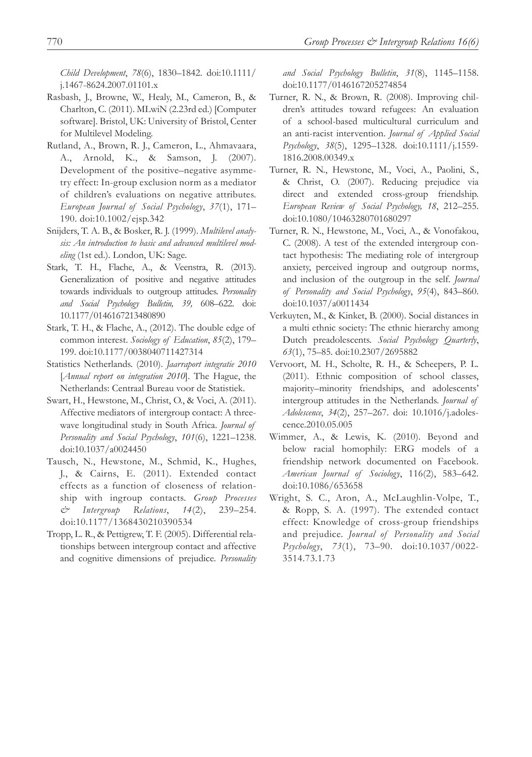*Child Development*, *78*(6), 1830–1842. doi:10.1111/j.1467-8624.2007.01101.x

Rasbash, J., Browne, W., Healy, M., Cameron, B., & Charlton, C. (2011). MLwiN (2.23rd ed.) [Computer software]. Bristol, UK: University of Bristol, Center for Multilevel Modeling.

Rutland, A., Brown, R. J., Cameron, L., Ahmavaara, A., Arnold, K., & Samson, J. (2007). Development of the positive–negative asymmetry effect: In-group exclusion norm as a mediator of children's evaluations on negative attributes. *European Journal of Social Psychology*, *37*(1), 171–190. doi:10.1002/ejsp.342

Snijders, T. A. B., & Bosker, R. J. (1999). *Multilevel analysis: An introduction to basic and advanced multilevel modeling* (1st ed.). London, UK: Sage.

Stark, T. H., Flache, A., & Veenstra, R. (2013). Generalization of positive and negative attitudes towards individuals to outgroup attitudes. *Personality and Social Psychology Bulletin, 39,* 608–622. doi: 10.1177/0146167213480890

Stark, T. H., & Flache, A., (2012). The double edge of common interest. *Sociology of Education*, *85*(2), 179–199. doi:10.1177/0038040711427314

Statistics Netherlands. (2010). *Jaarraport integratie 2010* [*Annual report on integration 2010*]. The Hague, the Netherlands: Centraal Bureau voor de Statistiek.

Swart, H., Hewstone, M., Christ, O., & Voci, A. (2011). Affective mediators of intergroup contact: A three-wave longitudinal study in South Africa. *Journal of Personality and Social Psychology*, *101*(6), 1221–1238. doi:10.1037/a0024450

Tausch, N., Hewstone, M., Schmid, K., Hughes, J., & Cairns, E. (2011). Extended contact effects as a function of closeness of relationship with ingroup contacts. *Group Processes & Intergroup Relations*, *14*(2), 239–254. doi:10.1177/1368430210390534

Tropp, L. R., & Pettigrew, T. F. (2005). Differential relationships between intergroup contact and affective and cognitive dimensions of prejudice. *Personality and Social Psychology Bulletin*, *31*(8), 1145–1158. doi:10.1177/0146167205274854

Turner, R. N., & Brown, R. (2008). Improving children's attitudes toward refugees: An evaluation of a school-based multicultural curriculum and an anti-racist intervention. *Journal of Applied Social Psychology*, *38*(5), 1295–1328. doi:10.1111/j.1559-1816.2008.00349.x

Turner, R. N., Hewstone, M., Voci, A., Paolini, S., & Christ, O. (2007). Reducing prejudice via direct and extended cross-group friendship. *European Review of Social Psychology, 18*, 212–255. doi:10.1080/10463280701680297

Turner, R. N., Hewstone, M., Voci, A., & Vonofakou, C. (2008). A test of the extended intergroup contact hypothesis: The mediating role of intergroup anxiety, perceived ingroup and outgroup norms, and inclusion of the outgroup in the self. *Journal of Personality and Social Psychology*, *95*(4), 843–860. doi:10.1037/a0011434

Verkuyten, M., & Kinket, B. (2000). Social distances in a multi ethnic society: The ethnic hierarchy among Dutch preadolescents. *Social Psychology Quarterly*, *63*(1), 75–85. doi:10.2307/2695882

Vervoort, M. H., Scholte, R. H., & Scheepers, P. L. (2011). Ethnic composition of school classes, majority–minority friendships, and adolescents' intergroup attitudes in the Netherlands. *Journal of Adolescence*, *34*(2), 257–267. doi: 10.1016/j.adolescence.2010.05.005

Wimmer, A., & Lewis, K. (2010). Beyond and below racial homophily: ERG models of a friendship network documented on Facebook. *American Journal of Sociology*, 116(2), 583–642. doi:10.1086/653658

Wright, S. C., Aron, A., McLaughlin-Volpe, T., & Ropp, S. A. (1997). The extended contact effect: Knowledge of cross-group friendships and prejudice. *Journal of Personality and Social Psychology*, *73*(1), 73–90. doi:10.1037/0022-3514.73.1.73